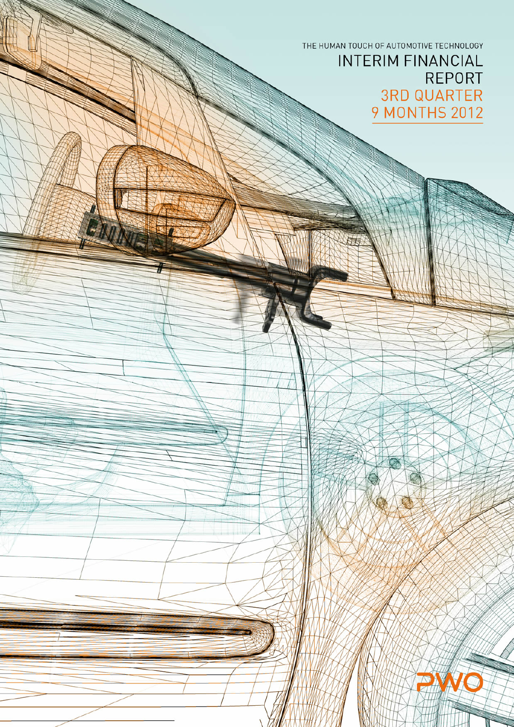THE HUMAN TOUCH OF AUTOMOTIVE TECHNOLOGY

# INTERIM FINANCIAL REPORT
## 3RD QUARTER
## 9 MONTHS 2012

PWO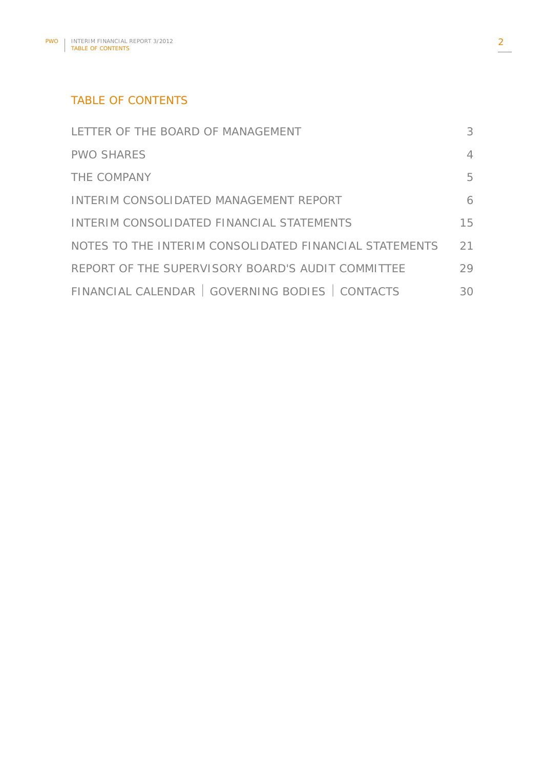# TABLE OF CONTENTS

| | |
|---|---|
| LETTER OF THE BOARD OF MANAGEMENT | 3 |
| PWO SHARES | 4 |
| THE COMPANY | 5 |
| INTERIM CONSOLIDATED MANAGEMENT REPORT | 6 |
| INTERIM CONSOLIDATED FINANCIAL STATEMENTS | 15 |
| NOTES TO THE INTERIM CONSOLIDATED FINANCIAL STATEMENTS | 21 |
| REPORT OF THE SUPERVISORY BOARD'S AUDIT COMMITTEE | 29 |
| FINANCIAL CALENDAR \| GOVERNING BODIES \| CONTACTS | 30 |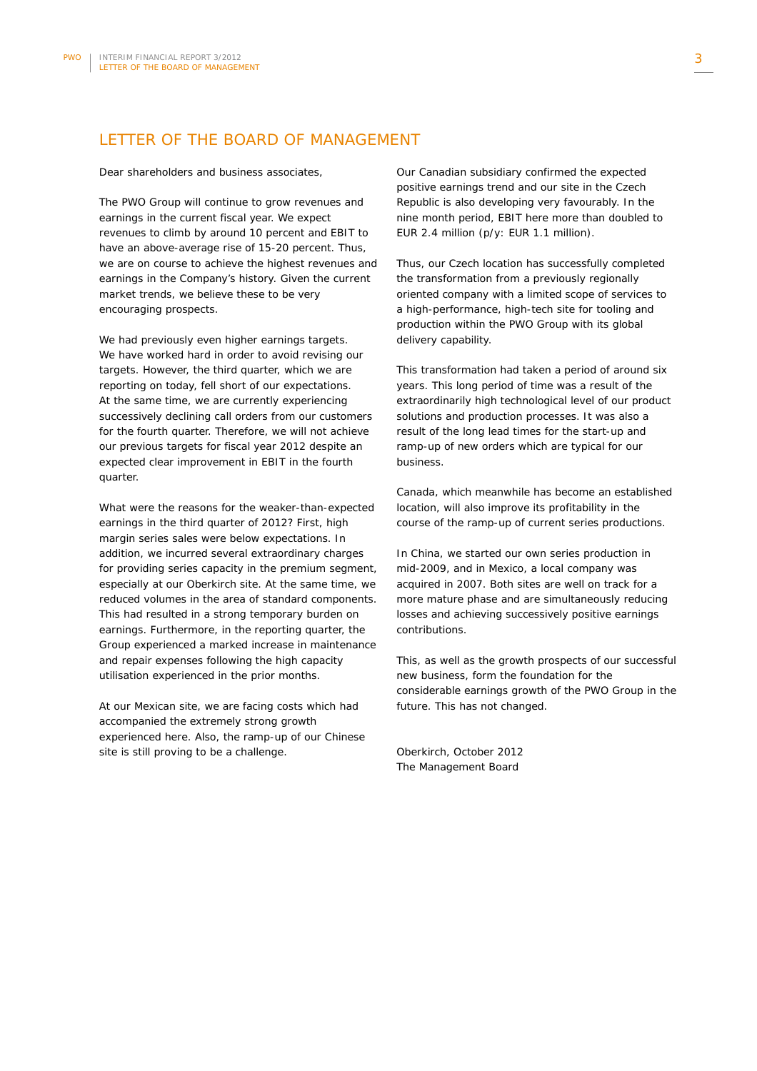# LETTER OF THE BOARD OF MANAGEMENT

Dear shareholders and business associates,

The PWO Group will continue to grow revenues and earnings in the current fiscal year. We expect revenues to climb by around 10 percent and EBIT to have an above-average rise of 15-20 percent. Thus, we are on course to achieve the highest revenues and earnings in the Company's history. Given the current market trends, we believe these to be very encouraging prospects.

We had previously even higher earnings targets. We have worked hard in order to avoid revising our targets. However, the third quarter, which we are reporting on today, fell short of our expectations. At the same time, we are currently experiencing successively declining call orders from our customers for the fourth quarter. Therefore, we will not achieve our previous targets for fiscal year 2012 despite an expected clear improvement in EBIT in the fourth quarter.

What were the reasons for the weaker-than-expected earnings in the third quarter of 2012? First, high margin series sales were below expectations. In addition, we incurred several extraordinary charges for providing series capacity in the premium segment, especially at our Oberkirch site. At the same time, we reduced volumes in the area of standard components. This had resulted in a strong temporary burden on earnings. Furthermore, in the reporting quarter, the Group experienced a marked increase in maintenance and repair expenses following the high capacity utilisation experienced in the prior months.

At our Mexican site, we are facing costs which had accompanied the extremely strong growth experienced here. Also, the ramp-up of our Chinese site is still proving to be a challenge.

Our Canadian subsidiary confirmed the expected positive earnings trend and our site in the Czech Republic is also developing very favourably. In the nine month period, EBIT here more than doubled to EUR 2.4 million (p/y: EUR 1.1 million).

Thus, our Czech location has successfully completed the transformation from a previously regionally oriented company with a limited scope of services to a high-performance, high-tech site for tooling and production within the PWO Group with its global delivery capability.

This transformation had taken a period of around six years. This long period of time was a result of the extraordinarily high technological level of our product solutions and production processes. It was also a result of the long lead times for the start-up and ramp-up of new orders which are typical for our business.

Canada, which meanwhile has become an established location, will also improve its profitability in the course of the ramp-up of current series productions.

In China, we started our own series production in mid-2009, and in Mexico, a local company was acquired in 2007. Both sites are well on track for a more mature phase and are simultaneously reducing losses and achieving successively positive earnings contributions.

This, as well as the growth prospects of our successful new business, form the foundation for the considerable earnings growth of the PWO Group in the future. This has not changed.

Oberkirch, October 2012  
The Management Board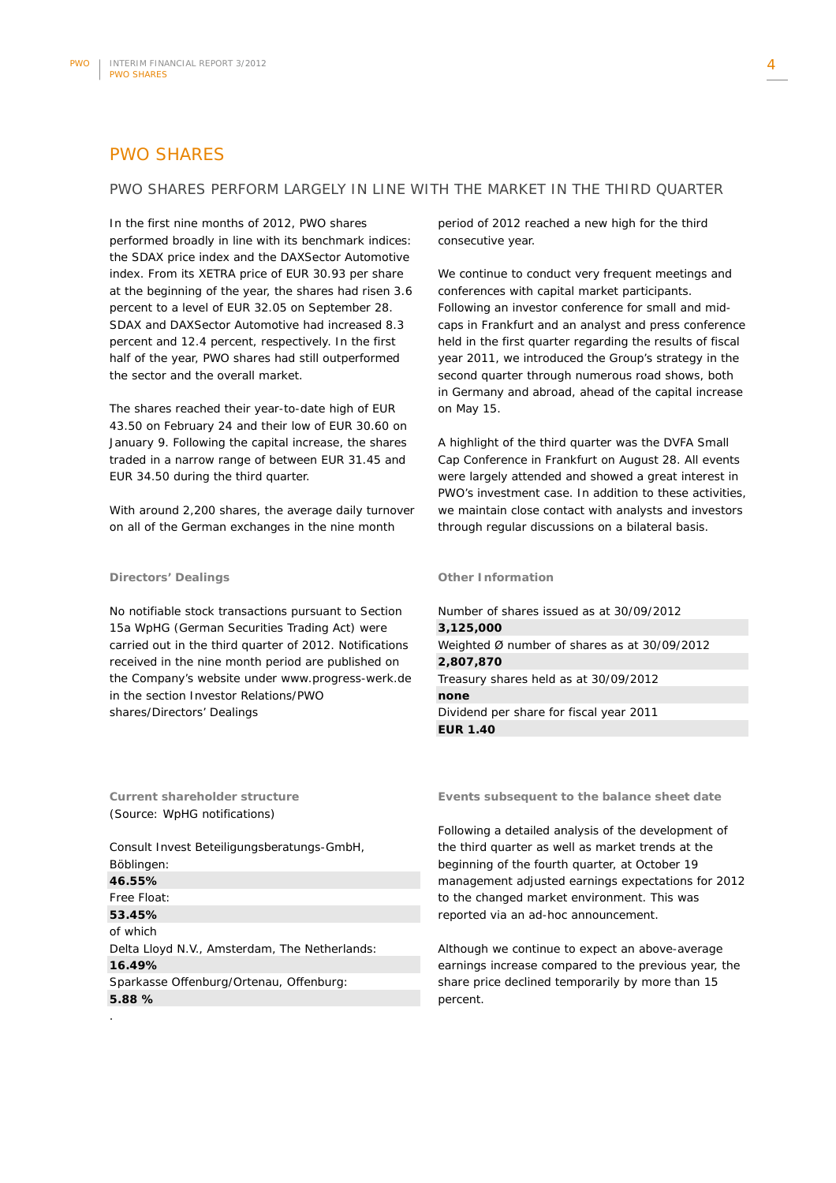# PWO SHARES

## PWO SHARES PERFORM LARGELY IN LINE WITH THE MARKET IN THE THIRD QUARTER

In the first nine months of 2012, PWO shares performed broadly in line with its benchmark indices: the SDAX price index and the DAXSector Automotive index. From its XETRA price of EUR 30.93 per share at the beginning of the year, the shares had risen 3.6 percent to a level of EUR 32.05 on September 28. SDAX and DAXSector Automotive had increased 8.3 percent and 12.4 percent, respectively. In the first half of the year, PWO shares had still outperformed the sector and the overall market.

The shares reached their year-to-date high of EUR 43.50 on February 24 and their low of EUR 30.60 on January 9. Following the capital increase, the shares traded in a narrow range of between EUR 31.45 and EUR 34.50 during the third quarter.

With around 2,200 shares, the average daily turnover on all of the German exchanges in the nine month period of 2012 reached a new high for the third consecutive year.

We continue to conduct very frequent meetings and conferences with capital market participants. Following an investor conference for small and mid-caps in Frankfurt and an analyst and press conference held in the first quarter regarding the results of fiscal year 2011, we introduced the Group's strategy in the second quarter through numerous road shows, both in Germany and abroad, ahead of the capital increase on May 15.

A highlight of the third quarter was the DVFA Small Cap Conference in Frankfurt on August 28. All events were largely attended and showed a great interest in PWO's investment case. In addition to these activities, we maintain close contact with analysts and investors through regular discussions on a bilateral basis.

### Directors' Dealings

No notifiable stock transactions pursuant to Section 15a WpHG (German Securities Trading Act) were carried out in the third quarter of 2012. Notifications received in the nine month period are published on the Company's website under www.progress-werk.de in the section Investor Relations/PWO shares/Directors' Dealings

### Other Information

Number of shares issued as at 30/09/2012
**3,125,000**

Weighted Ø number of shares as at 30/09/2012
**2,807,870**

Treasury shares held as at 30/09/2012
**none**

Dividend per share for fiscal year 2011
**EUR 1.40**

### Current shareholder structure

(Source: WpHG notifications)

Consult Invest Beteiligungsberatungs-GmbH, Böblingen:
**46.55%**

Free Float:
**53.45%**

of which

Delta Lloyd N.V., Amsterdam, The Netherlands:
**16.49%**

Sparkasse Offenburg/Ortenau, Offenburg:
**5.88 %**

### Events subsequent to the balance sheet date

Following a detailed analysis of the development of the third quarter as well as market trends at the beginning of the fourth quarter, at October 19 management adjusted earnings expectations for 2012 to the changed market environment. This was reported via an ad-hoc announcement.

Although we continue to expect an above-average earnings increase compared to the previous year, the share price declined temporarily by more than 15 percent.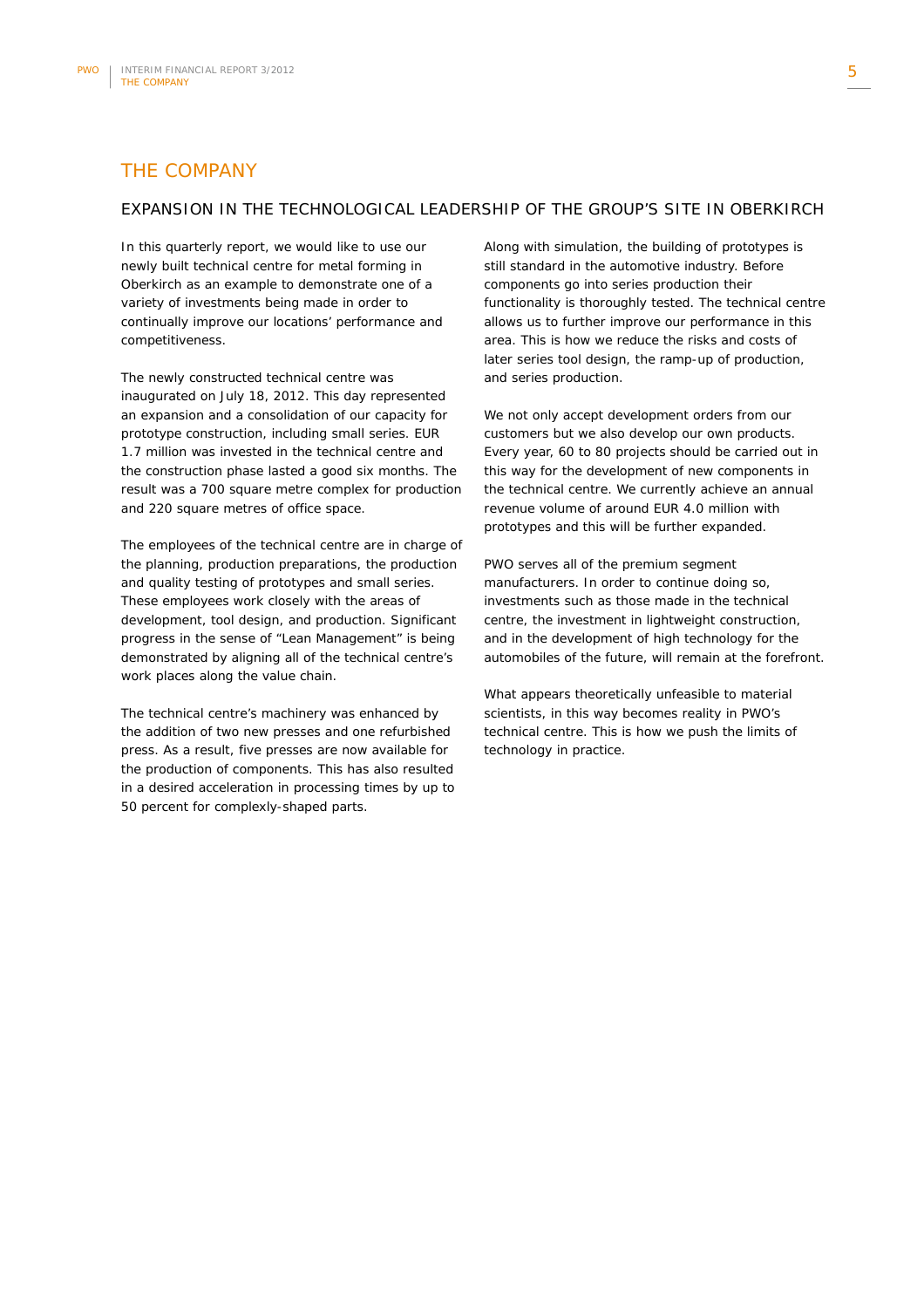# THE COMPANY

## EXPANSION IN THE TECHNOLOGICAL LEADERSHIP OF THE GROUP'S SITE IN OBERKIRCH

In this quarterly report, we would like to use our newly built technical centre for metal forming in Oberkirch as an example to demonstrate one of a variety of investments being made in order to continually improve our locations' performance and competitiveness.

The newly constructed technical centre was inaugurated on July 18, 2012. This day represented an expansion and a consolidation of our capacity for prototype construction, including small series. EUR 1.7 million was invested in the technical centre and the construction phase lasted a good six months. The result was a 700 square metre complex for production and 220 square metres of office space.

The employees of the technical centre are in charge of the planning, production preparations, the production and quality testing of prototypes and small series. These employees work closely with the areas of development, tool design, and production. Significant progress in the sense of "Lean Management" is being demonstrated by aligning all of the technical centre's work places along the value chain.

The technical centre's machinery was enhanced by the addition of two new presses and one refurbished press. As a result, five presses are now available for the production of components. This has also resulted in a desired acceleration in processing times by up to 50 percent for complexly-shaped parts.

Along with simulation, the building of prototypes is still standard in the automotive industry. Before components go into series production their functionality is thoroughly tested. The technical centre allows us to further improve our performance in this area. This is how we reduce the risks and costs of later series tool design, the ramp-up of production, and series production.

We not only accept development orders from our customers but we also develop our own products. Every year, 60 to 80 projects should be carried out in this way for the development of new components in the technical centre. We currently achieve an annual revenue volume of around EUR 4.0 million with prototypes and this will be further expanded.

PWO serves all of the premium segment manufacturers. In order to continue doing so, investments such as those made in the technical centre, the investment in lightweight construction, and in the development of high technology for the automobiles of the future, will remain at the forefront.

What appears theoretically unfeasible to material scientists, in this way becomes reality in PWO's technical centre. This is how we push the limits of technology in practice.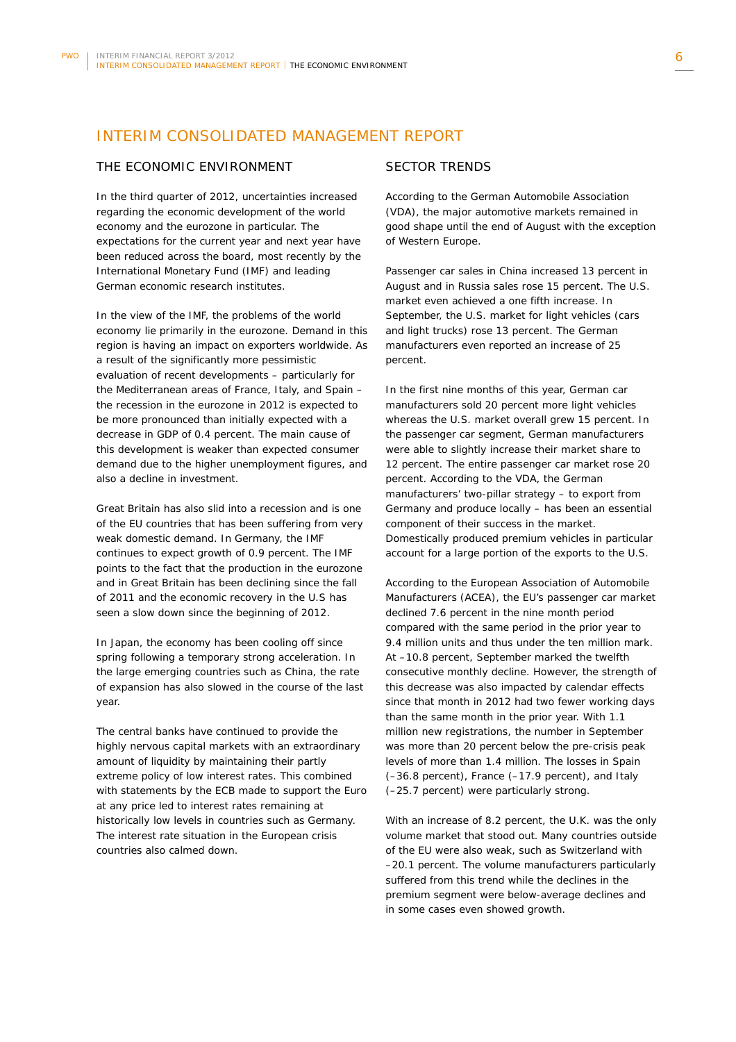# INTERIM CONSOLIDATED MANAGEMENT REPORT

## THE ECONOMIC ENVIRONMENT

In the third quarter of 2012, uncertainties increased regarding the economic development of the world economy and the eurozone in particular. The expectations for the current year and next year have been reduced across the board, most recently by the International Monetary Fund (IMF) and leading German economic research institutes.

In the view of the IMF, the problems of the world economy lie primarily in the eurozone. Demand in this region is having an impact on exporters worldwide. As a result of the significantly more pessimistic evaluation of recent developments – particularly for the Mediterranean areas of France, Italy, and Spain – the recession in the eurozone in 2012 is expected to be more pronounced than initially expected with a decrease in GDP of 0.4 percent. The main cause of this development is weaker than expected consumer demand due to the higher unemployment figures, and also a decline in investment.

Great Britain has also slid into a recession and is one of the EU countries that has been suffering from very weak domestic demand. In Germany, the IMF continues to expect growth of 0.9 percent. The IMF points to the fact that the production in the eurozone and in Great Britain has been declining since the fall of 2011 and the economic recovery in the U.S has seen a slow down since the beginning of 2012.

In Japan, the economy has been cooling off since spring following a temporary strong acceleration. In the large emerging countries such as China, the rate of expansion has also slowed in the course of the last year.

The central banks have continued to provide the highly nervous capital markets with an extraordinary amount of liquidity by maintaining their partly extreme policy of low interest rates. This combined with statements by the ECB made to support the Euro at any price led to interest rates remaining at historically low levels in countries such as Germany. The interest rate situation in the European crisis countries also calmed down.

## SECTOR TRENDS

According to the German Automobile Association (VDA), the major automotive markets remained in good shape until the end of August with the exception of Western Europe.

Passenger car sales in China increased 13 percent in August and in Russia sales rose 15 percent. The U.S. market even achieved a one fifth increase. In September, the U.S. market for light vehicles (cars and light trucks) rose 13 percent. The German manufacturers even reported an increase of 25 percent.

In the first nine months of this year, German car manufacturers sold 20 percent more light vehicles whereas the U.S. market overall grew 15 percent. In the passenger car segment, German manufacturers were able to slightly increase their market share to 12 percent. The entire passenger car market rose 20 percent. According to the VDA, the German manufacturers' two-pillar strategy – to export from Germany and produce locally – has been an essential component of their success in the market. Domestically produced premium vehicles in particular account for a large portion of the exports to the U.S.

According to the European Association of Automobile Manufacturers (ACEA), the EU's passenger car market declined 7.6 percent in the nine month period compared with the same period in the prior year to 9.4 million units and thus under the ten million mark. At –10.8 percent, September marked the twelfth consecutive monthly decline. However, the strength of this decrease was also impacted by calendar effects since that month in 2012 had two fewer working days than the same month in the prior year. With 1.1 million new registrations, the number in September was more than 20 percent below the pre-crisis peak levels of more than 1.4 million. The losses in Spain (–36.8 percent), France (–17.9 percent), and Italy (–25.7 percent) were particularly strong.

With an increase of 8.2 percent, the U.K. was the only volume market that stood out. Many countries outside of the EU were also weak, such as Switzerland with –20.1 percent. The volume manufacturers particularly suffered from this trend while the declines in the premium segment were below-average declines and in some cases even showed growth.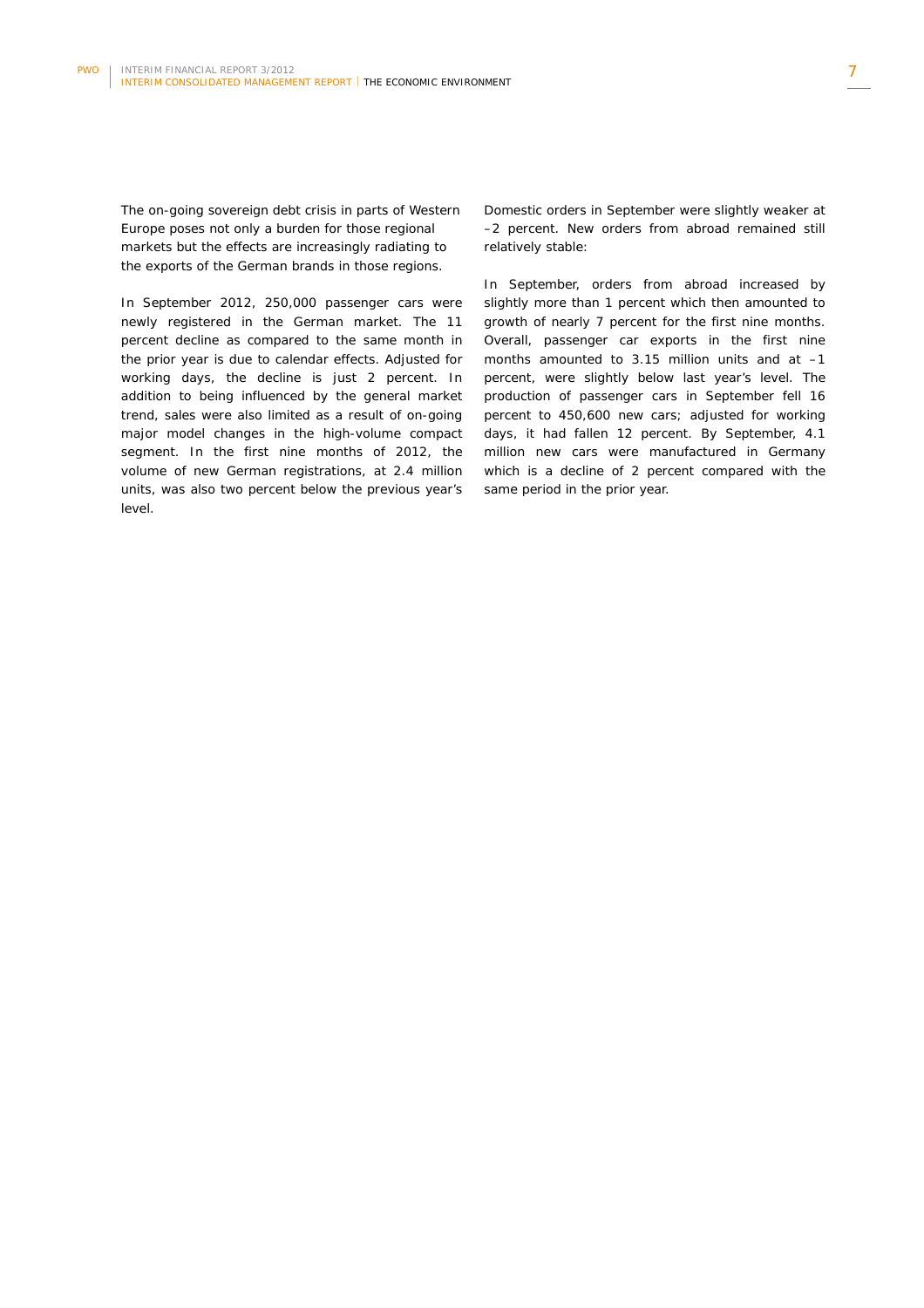The on-going sovereign debt crisis in parts of Western Europe poses not only a burden for those regional markets but the effects are increasingly radiating to the exports of the German brands in those regions.

In September 2012, 250,000 passenger cars were newly registered in the German market. The 11 percent decline as compared to the same month in the prior year is due to calendar effects. Adjusted for working days, the decline is just 2 percent. In addition to being influenced by the general market trend, sales were also limited as a result of on-going major model changes in the high-volume compact segment. In the first nine months of 2012, the volume of new German registrations, at 2.4 million units, was also two percent below the previous year's level.

Domestic orders in September were slightly weaker at –2 percent. New orders from abroad remained still relatively stable:

In September, orders from abroad increased by slightly more than 1 percent which then amounted to growth of nearly 7 percent for the first nine months. Overall, passenger car exports in the first nine months amounted to 3.15 million units and at –1 percent, were slightly below last year's level. The production of passenger cars in September fell 16 percent to 450,600 new cars; adjusted for working days, it had fallen 12 percent. By September, 4.1 million new cars were manufactured in Germany which is a decline of 2 percent compared with the same period in the prior year.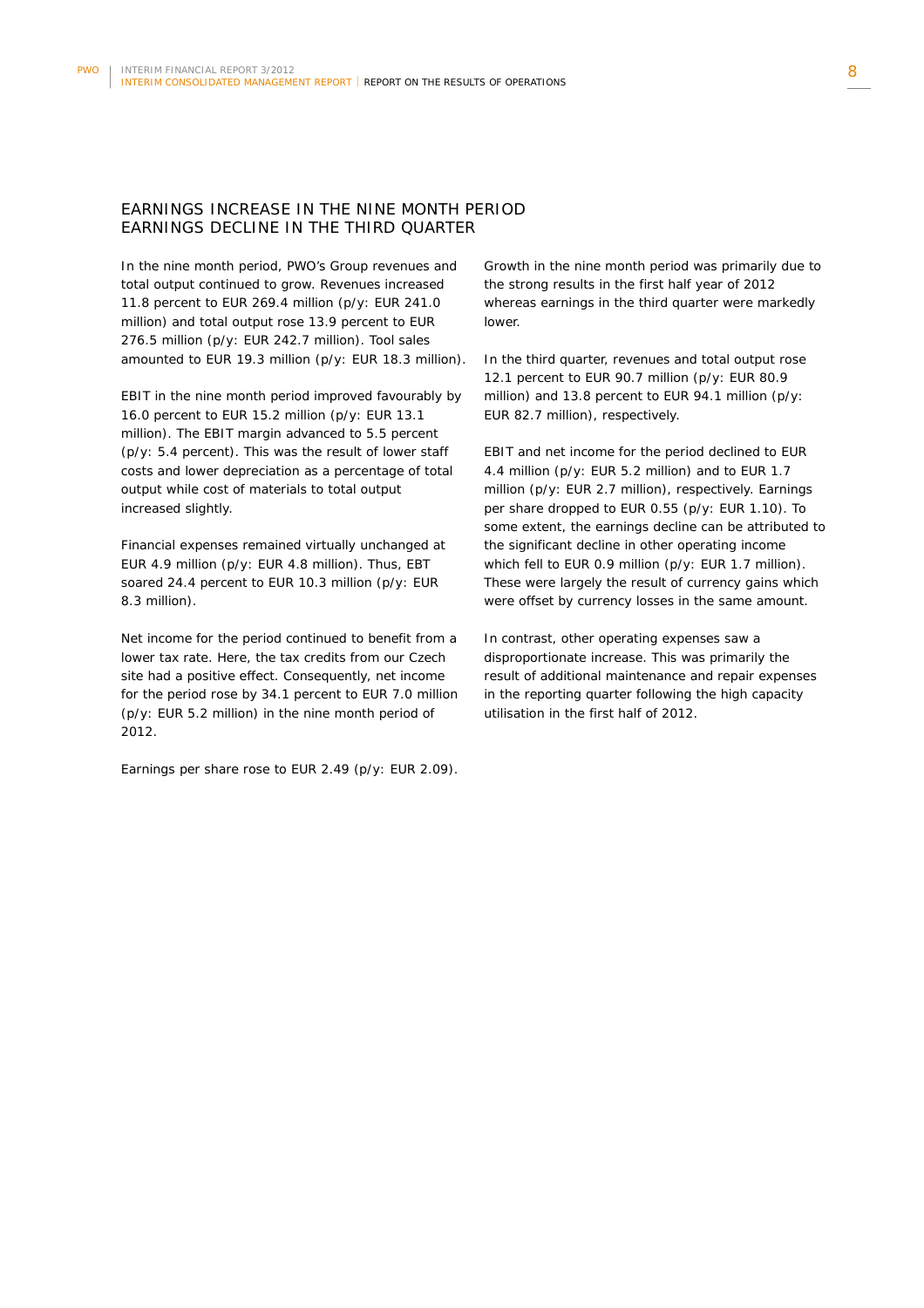## EARNINGS INCREASE IN THE NINE MONTH PERIOD EARNINGS DECLINE IN THE THIRD QUARTER

In the nine month period, PWO's Group revenues and total output continued to grow. Revenues increased 11.8 percent to EUR 269.4 million (p/y: EUR 241.0 million) and total output rose 13.9 percent to EUR 276.5 million (p/y: EUR 242.7 million). Tool sales amounted to EUR 19.3 million (p/y: EUR 18.3 million).

EBIT in the nine month period improved favourably by 16.0 percent to EUR 15.2 million (p/y: EUR 13.1 million). The EBIT margin advanced to 5.5 percent (p/y: 5.4 percent). This was the result of lower staff costs and lower depreciation as a percentage of total output while cost of materials to total output increased slightly.

Financial expenses remained virtually unchanged at EUR 4.9 million (p/y: EUR 4.8 million). Thus, EBT soared 24.4 percent to EUR 10.3 million (p/y: EUR 8.3 million).

Net income for the period continued to benefit from a lower tax rate. Here, the tax credits from our Czech site had a positive effect. Consequently, net income for the period rose by 34.1 percent to EUR 7.0 million (p/y: EUR 5.2 million) in the nine month period of 2012.

Earnings per share rose to EUR 2.49 (p/y: EUR 2.09).

Growth in the nine month period was primarily due to the strong results in the first half year of 2012 whereas earnings in the third quarter were markedly lower.

In the third quarter, revenues and total output rose 12.1 percent to EUR 90.7 million (p/y: EUR 80.9 million) and 13.8 percent to EUR 94.1 million (p/y: EUR 82.7 million), respectively.

EBIT and net income for the period declined to EUR 4.4 million (p/y: EUR 5.2 million) and to EUR 1.7 million (p/y: EUR 2.7 million), respectively. Earnings per share dropped to EUR 0.55 (p/y: EUR 1.10). To some extent, the earnings decline can be attributed to the significant decline in other operating income which fell to EUR 0.9 million (p/y: EUR 1.7 million). These were largely the result of currency gains which were offset by currency losses in the same amount.

In contrast, other operating expenses saw a disproportionate increase. This was primarily the result of additional maintenance and repair expenses in the reporting quarter following the high capacity utilisation in the first half of 2012.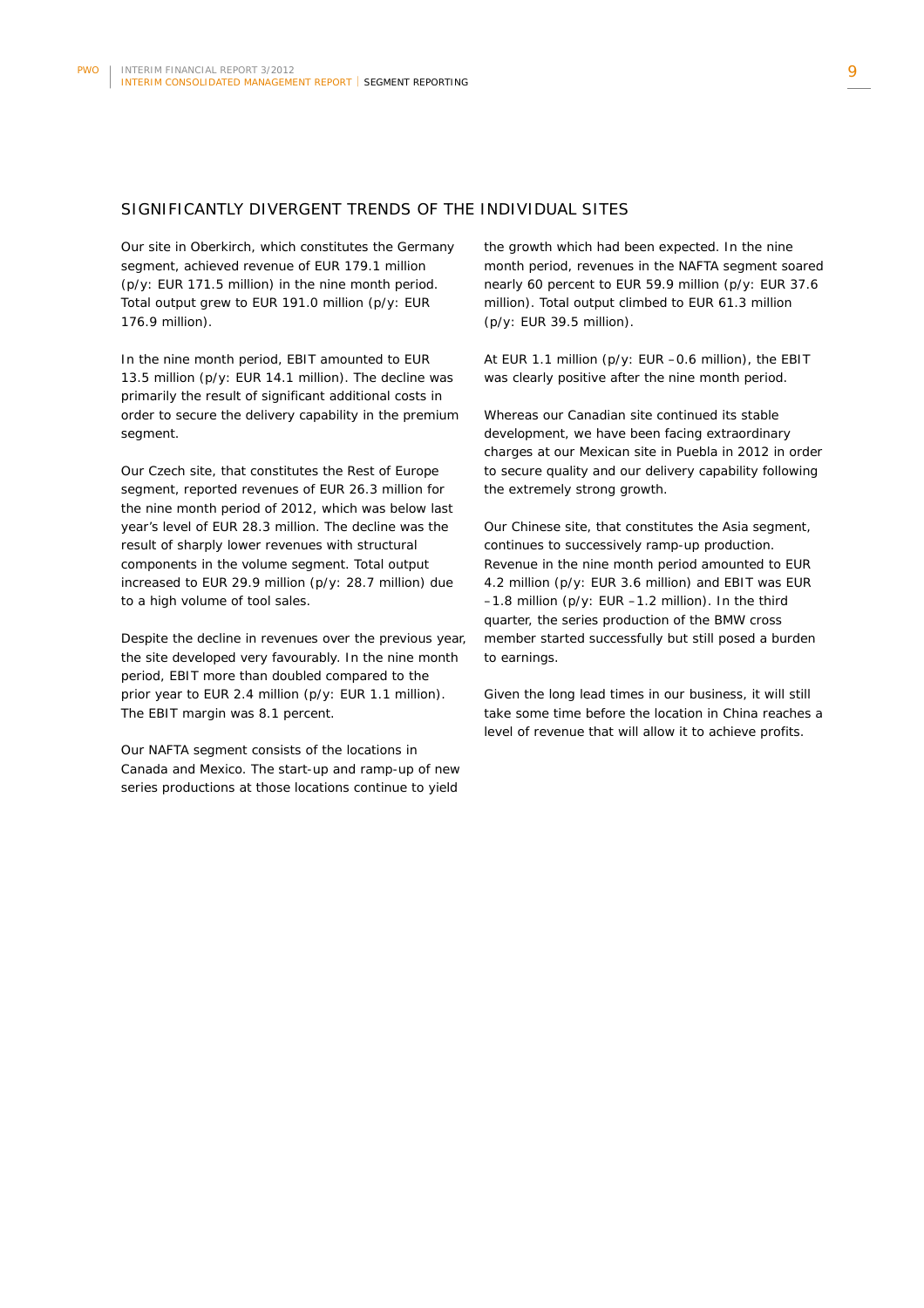## SIGNIFICANTLY DIVERGENT TRENDS OF THE INDIVIDUAL SITES

Our site in Oberkirch, which constitutes the Germany segment, achieved revenue of EUR 179.1 million (p/y: EUR 171.5 million) in the nine month period. Total output grew to EUR 191.0 million (p/y: EUR 176.9 million).

In the nine month period, EBIT amounted to EUR 13.5 million (p/y: EUR 14.1 million). The decline was primarily the result of significant additional costs in order to secure the delivery capability in the premium segment.

Our Czech site, that constitutes the Rest of Europe segment, reported revenues of EUR 26.3 million for the nine month period of 2012, which was below last year's level of EUR 28.3 million. The decline was the result of sharply lower revenues with structural components in the volume segment. Total output increased to EUR 29.9 million (p/y: 28.7 million) due to a high volume of tool sales.

Despite the decline in revenues over the previous year, the site developed very favourably. In the nine month period, EBIT more than doubled compared to the prior year to EUR 2.4 million (p/y: EUR 1.1 million). The EBIT margin was 8.1 percent.

Our NAFTA segment consists of the locations in Canada and Mexico. The start-up and ramp-up of new series productions at those locations continue to yield the growth which had been expected. In the nine month period, revenues in the NAFTA segment soared nearly 60 percent to EUR 59.9 million (p/y: EUR 37.6 million). Total output climbed to EUR 61.3 million (p/y: EUR 39.5 million).

At EUR 1.1 million (p/y: EUR –0.6 million), the EBIT was clearly positive after the nine month period.

Whereas our Canadian site continued its stable development, we have been facing extraordinary charges at our Mexican site in Puebla in 2012 in order to secure quality and our delivery capability following the extremely strong growth.

Our Chinese site, that constitutes the Asia segment, continues to successively ramp-up production. Revenue in the nine month period amounted to EUR 4.2 million (p/y: EUR 3.6 million) and EBIT was EUR –1.8 million (p/y: EUR –1.2 million). In the third quarter, the series production of the BMW cross member started successfully but still posed a burden to earnings.

Given the long lead times in our business, it will still take some time before the location in China reaches a level of revenue that will allow it to achieve profits.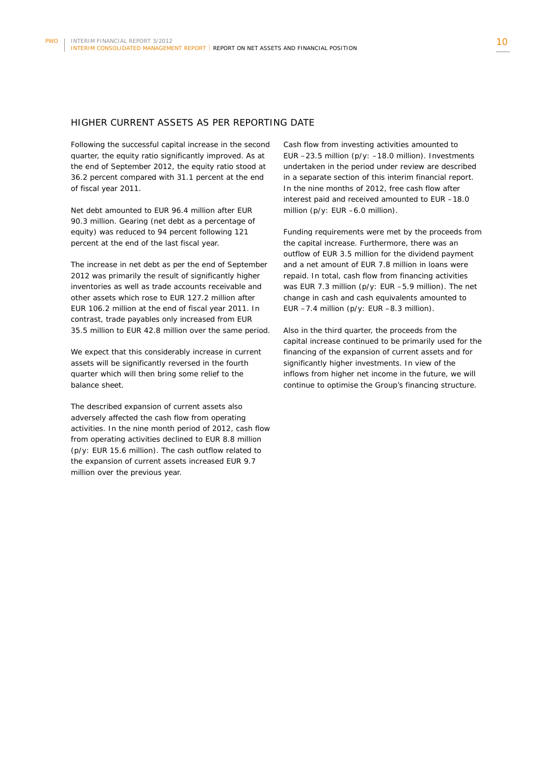## HIGHER CURRENT ASSETS AS PER REPORTING DATE

Following the successful capital increase in the second quarter, the equity ratio significantly improved. As at the end of September 2012, the equity ratio stood at 36.2 percent compared with 31.1 percent at the end of fiscal year 2011.

Net debt amounted to EUR 96.4 million after EUR 90.3 million. Gearing (net debt as a percentage of equity) was reduced to 94 percent following 121 percent at the end of the last fiscal year.

The increase in net debt as per the end of September 2012 was primarily the result of significantly higher inventories as well as trade accounts receivable and other assets which rose to EUR 127.2 million after EUR 106.2 million at the end of fiscal year 2011. In contrast, trade payables only increased from EUR 35.5 million to EUR 42.8 million over the same period.

We expect that this considerably increase in current assets will be significantly reversed in the fourth quarter which will then bring some relief to the balance sheet.

The described expansion of current assets also adversely affected the cash flow from operating activities. In the nine month period of 2012, cash flow from operating activities declined to EUR 8.8 million (p/y: EUR 15.6 million). The cash outflow related to the expansion of current assets increased EUR 9.7 million over the previous year.

Cash flow from investing activities amounted to EUR –23.5 million (p/y: –18.0 million). Investments undertaken in the period under review are described in a separate section of this interim financial report. In the nine months of 2012, free cash flow after interest paid and received amounted to EUR –18.0 million (p/y: EUR –6.0 million).

Funding requirements were met by the proceeds from the capital increase. Furthermore, there was an outflow of EUR 3.5 million for the dividend payment and a net amount of EUR 7.8 million in loans were repaid. In total, cash flow from financing activities was EUR 7.3 million (p/y: EUR –5.9 million). The net change in cash and cash equivalents amounted to EUR –7.4 million (p/y: EUR –8.3 million).

Also in the third quarter, the proceeds from the capital increase continued to be primarily used for the financing of the expansion of current assets and for significantly higher investments. In view of the inflows from higher net income in the future, we will continue to optimise the Group's financing structure.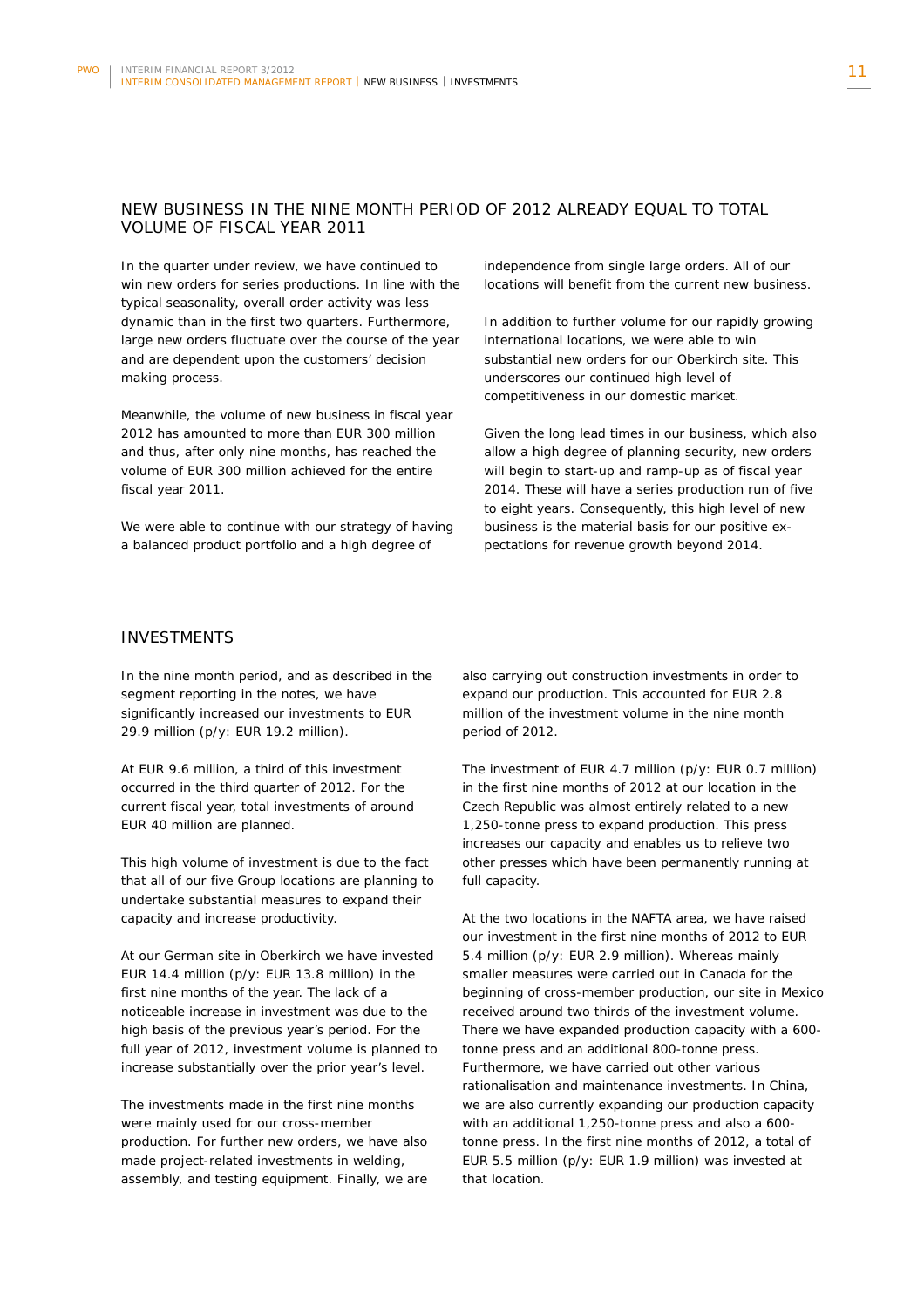## NEW BUSINESS IN THE NINE MONTH PERIOD OF 2012 ALREADY EQUAL TO TOTAL VOLUME OF FISCAL YEAR 2011

In the quarter under review, we have continued to win new orders for series productions. In line with the typical seasonality, overall order activity was less dynamic than in the first two quarters. Furthermore, large new orders fluctuate over the course of the year and are dependent upon the customers' decision making process.

Meanwhile, the volume of new business in fiscal year 2012 has amounted to more than EUR 300 million and thus, after only nine months, has reached the volume of EUR 300 million achieved for the entire fiscal year 2011.

We were able to continue with our strategy of having a balanced product portfolio and a high degree of independence from single large orders. All of our locations will benefit from the current new business.

In addition to further volume for our rapidly growing international locations, we were able to win substantial new orders for our Oberkirch site. This underscores our continued high level of competitiveness in our domestic market.

Given the long lead times in our business, which also allow a high degree of planning security, new orders will begin to start-up and ramp-up as of fiscal year 2014. These will have a series production run of five to eight years. Consequently, this high level of new business is the material basis for our positive expectations for revenue growth beyond 2014.

## INVESTMENTS

In the nine month period, and as described in the segment reporting in the notes, we have significantly increased our investments to EUR 29.9 million (p/y: EUR 19.2 million).

At EUR 9.6 million, a third of this investment occurred in the third quarter of 2012. For the current fiscal year, total investments of around EUR 40 million are planned.

This high volume of investment is due to the fact that all of our five Group locations are planning to undertake substantial measures to expand their capacity and increase productivity.

At our German site in Oberkirch we have invested EUR 14.4 million (p/y: EUR 13.8 million) in the first nine months of the year. The lack of a noticeable increase in investment was due to the high basis of the previous year's period. For the full year of 2012, investment volume is planned to increase substantially over the prior year's level.

The investments made in the first nine months were mainly used for our cross-member production. For further new orders, we have also made project-related investments in welding, assembly, and testing equipment. Finally, we are also carrying out construction investments in order to expand our production. This accounted for EUR 2.8 million of the investment volume in the nine month period of 2012.

The investment of EUR 4.7 million (p/y: EUR 0.7 million) in the first nine months of 2012 at our location in the Czech Republic was almost entirely related to a new 1,250-tonne press to expand production. This press increases our capacity and enables us to relieve two other presses which have been permanently running at full capacity.

At the two locations in the NAFTA area, we have raised our investment in the first nine months of 2012 to EUR 5.4 million (p/y: EUR 2.9 million). Whereas mainly smaller measures were carried out in Canada for the beginning of cross-member production, our site in Mexico received around two thirds of the investment volume. There we have expanded production capacity with a 600-tonne press and an additional 800-tonne press. Furthermore, we have carried out other various rationalisation and maintenance investments. In China, we are also currently expanding our production capacity with an additional 1,250-tonne press and also a 600-tonne press. In the first nine months of 2012, a total of EUR 5.5 million (p/y: EUR 1.9 million) was invested at that location.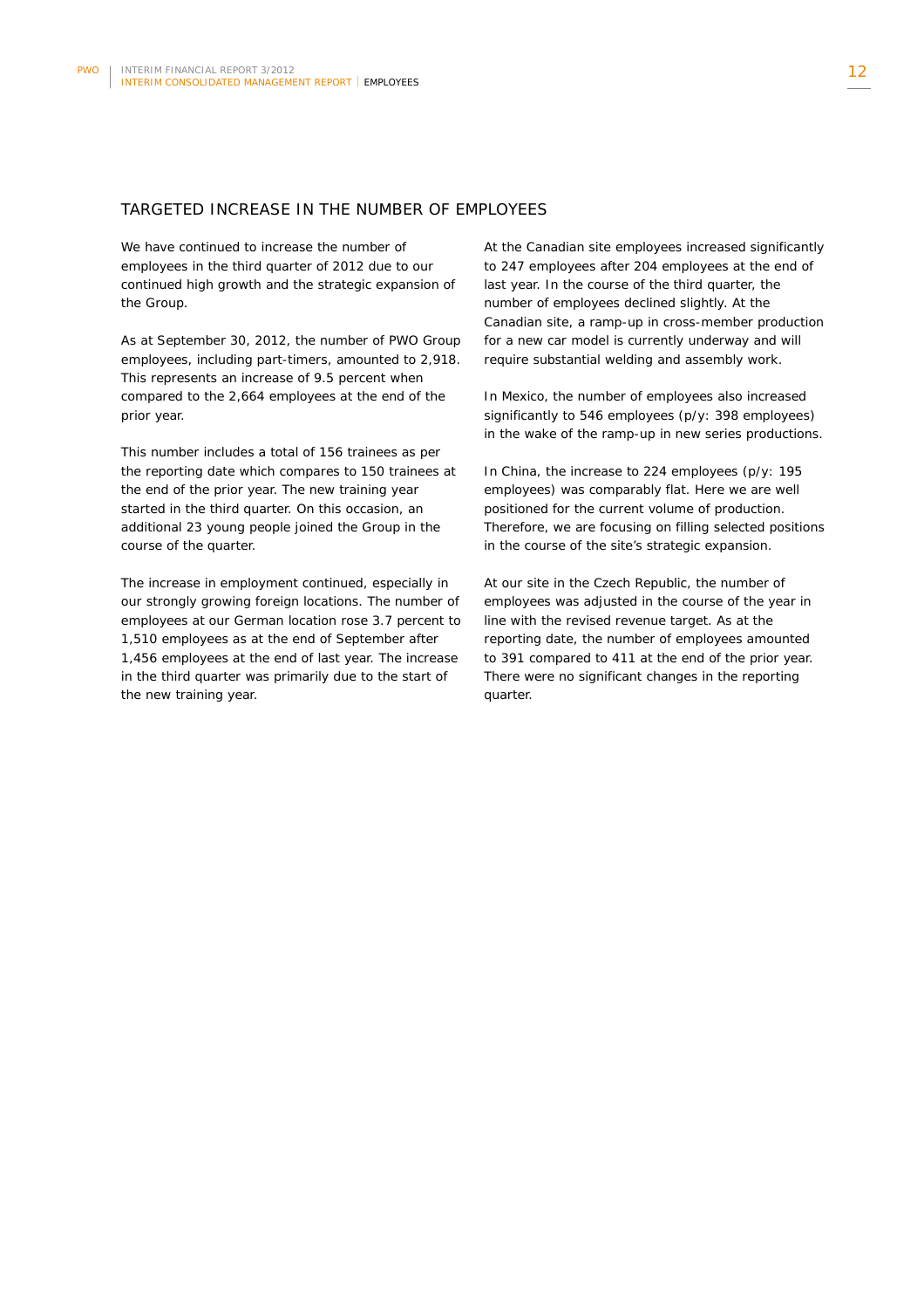## TARGETED INCREASE IN THE NUMBER OF EMPLOYEES

We have continued to increase the number of employees in the third quarter of 2012 due to our continued high growth and the strategic expansion of the Group.

As at September 30, 2012, the number of PWO Group employees, including part-timers, amounted to 2,918. This represents an increase of 9.5 percent when compared to the 2,664 employees at the end of the prior year.

This number includes a total of 156 trainees as per the reporting date which compares to 150 trainees at the end of the prior year. The new training year started in the third quarter. On this occasion, an additional 23 young people joined the Group in the course of the quarter.

The increase in employment continued, especially in our strongly growing foreign locations. The number of employees at our German location rose 3.7 percent to 1,510 employees as at the end of September after 1,456 employees at the end of last year. The increase in the third quarter was primarily due to the start of the new training year.

At the Canadian site employees increased significantly to 247 employees after 204 employees at the end of last year. In the course of the third quarter, the number of employees declined slightly. At the Canadian site, a ramp-up in cross-member production for a new car model is currently underway and will require substantial welding and assembly work.

In Mexico, the number of employees also increased significantly to 546 employees (p/y: 398 employees) in the wake of the ramp-up in new series productions.

In China, the increase to 224 employees (p/y: 195 employees) was comparably flat. Here we are well positioned for the current volume of production. Therefore, we are focusing on filling selected positions in the course of the site's strategic expansion.

At our site in the Czech Republic, the number of employees was adjusted in the course of the year in line with the revised revenue target. As at the reporting date, the number of employees amounted to 391 compared to 411 at the end of the prior year. There were no significant changes in the reporting quarter.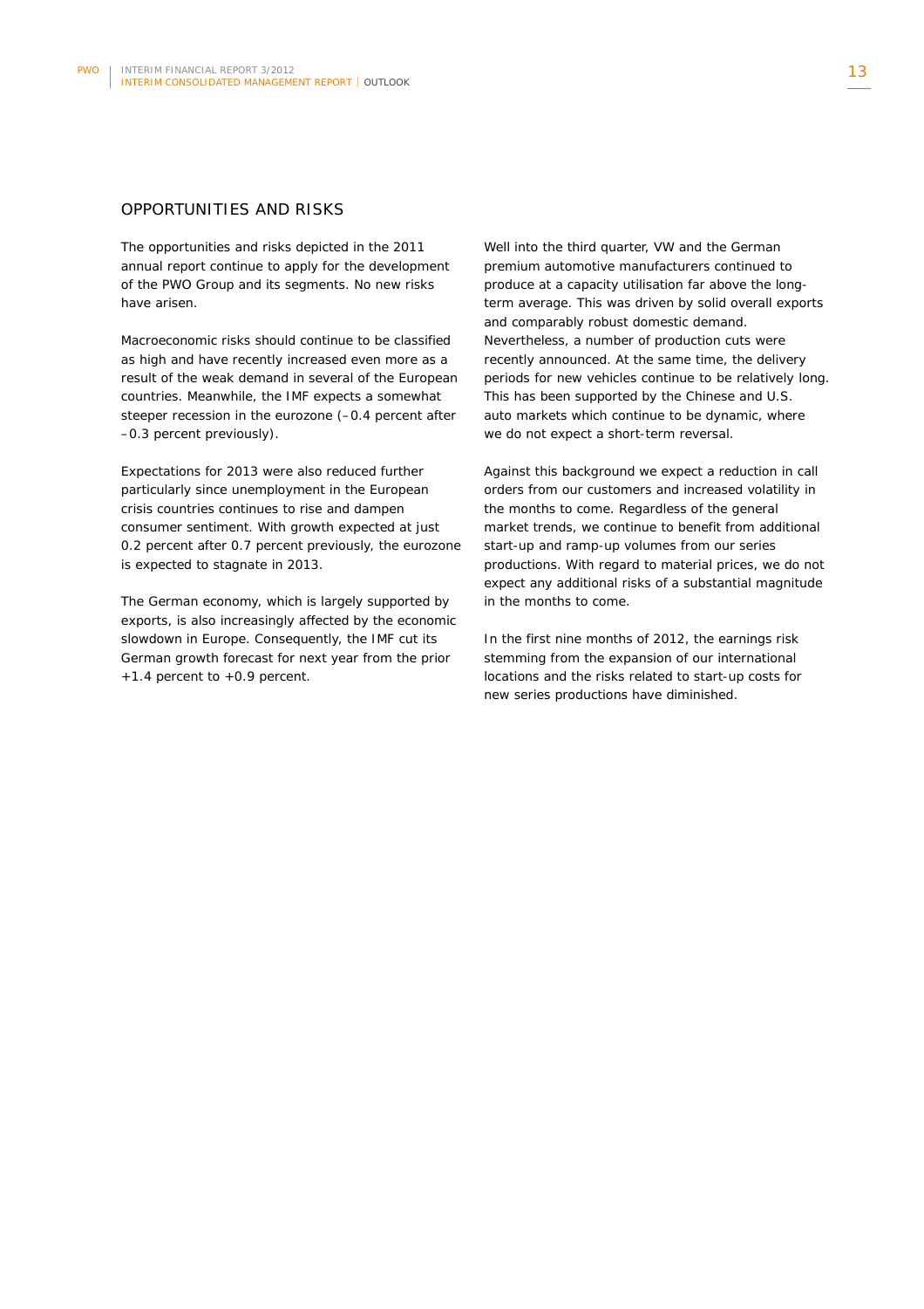## OPPORTUNITIES AND RISKS

The opportunities and risks depicted in the 2011 annual report continue to apply for the development of the PWO Group and its segments. No new risks have arisen.

Macroeconomic risks should continue to be classified as high and have recently increased even more as a result of the weak demand in several of the European countries. Meanwhile, the IMF expects a somewhat steeper recession in the eurozone (–0.4 percent after –0.3 percent previously).

Expectations for 2013 were also reduced further particularly since unemployment in the European crisis countries continues to rise and dampen consumer sentiment. With growth expected at just 0.2 percent after 0.7 percent previously, the eurozone is expected to stagnate in 2013.

The German economy, which is largely supported by exports, is also increasingly affected by the economic slowdown in Europe. Consequently, the IMF cut its German growth forecast for next year from the prior +1.4 percent to +0.9 percent.

Well into the third quarter, VW and the German premium automotive manufacturers continued to produce at a capacity utilisation far above the long-term average. This was driven by solid overall exports and comparably robust domestic demand. Nevertheless, a number of production cuts were recently announced. At the same time, the delivery periods for new vehicles continue to be relatively long. This has been supported by the Chinese and U.S. auto markets which continue to be dynamic, where we do not expect a short-term reversal.

Against this background we expect a reduction in call orders from our customers and increased volatility in the months to come. Regardless of the general market trends, we continue to benefit from additional start-up and ramp-up volumes from our series productions. With regard to material prices, we do not expect any additional risks of a substantial magnitude in the months to come.

In the first nine months of 2012, the earnings risk stemming from the expansion of our international locations and the risks related to start-up costs for new series productions have diminished.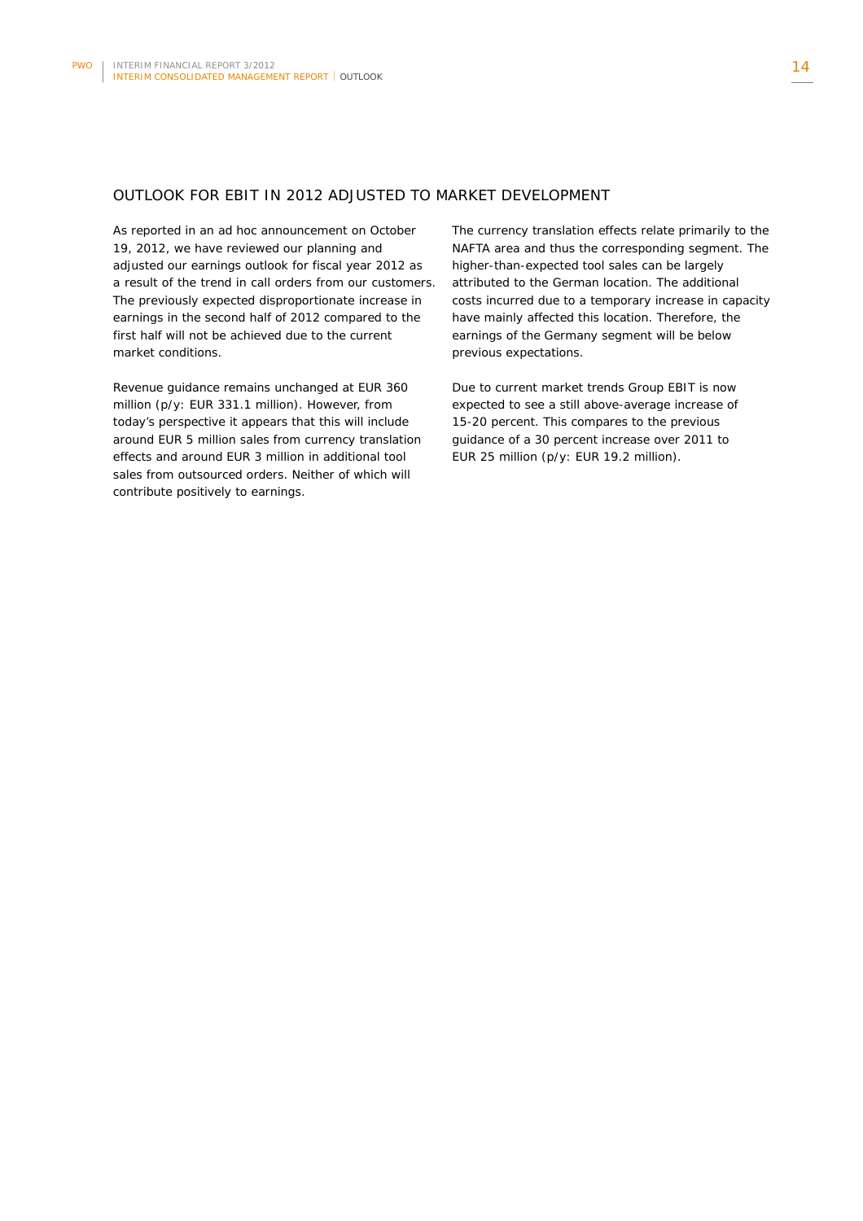## OUTLOOK FOR EBIT IN 2012 ADJUSTED TO MARKET DEVELOPMENT

As reported in an ad hoc announcement on October 19, 2012, we have reviewed our planning and adjusted our earnings outlook for fiscal year 2012 as a result of the trend in call orders from our customers. The previously expected disproportionate increase in earnings in the second half of 2012 compared to the first half will not be achieved due to the current market conditions.

Revenue guidance remains unchanged at EUR 360 million (p/y: EUR 331.1 million). However, from today's perspective it appears that this will include around EUR 5 million sales from currency translation effects and around EUR 3 million in additional tool sales from outsourced orders. Neither of which will contribute positively to earnings.

The currency translation effects relate primarily to the NAFTA area and thus the corresponding segment. The higher-than-expected tool sales can be largely attributed to the German location. The additional costs incurred due to a temporary increase in capacity have mainly affected this location. Therefore, the earnings of the Germany segment will be below previous expectations.

Due to current market trends Group EBIT is now expected to see a still above-average increase of 15-20 percent. This compares to the previous guidance of a 30 percent increase over 2011 to EUR 25 million (p/y: EUR 19.2 million).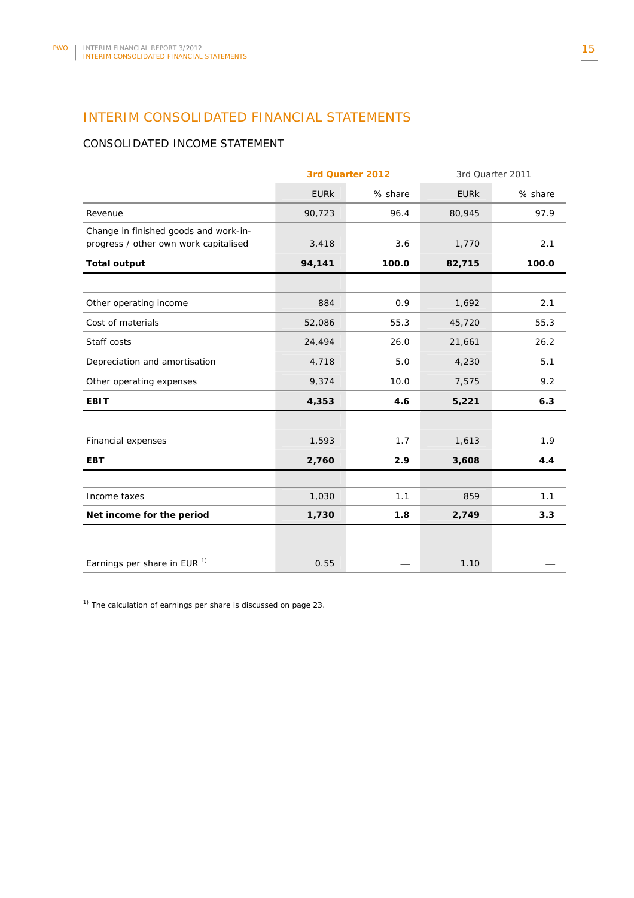# INTERIM CONSOLIDATED FINANCIAL STATEMENTS

## CONSOLIDATED INCOME STATEMENT

| | 3rd Quarter 2012 | | 3rd Quarter 2011 | |
|---|---|---|---|---|
| | EURk | % share | EURk | % share |
| Revenue | 90,723 | 96.4 | 80,945 | 97.9 |
| Change in finished goods and work-in-progress / other own work capitalised | 3,418 | 3.6 | 1,770 | 2.1 |
| **Total output** | **94,141** | **100.0** | **82,715** | **100.0** |
| | | | | |
| Other operating income | 884 | 0.9 | 1,692 | 2.1 |
| Cost of materials | 52,086 | 55.3 | 45,720 | 55.3 |
| Staff costs | 24,494 | 26.0 | 21,661 | 26.2 |
| Depreciation and amortisation | 4,718 | 5.0 | 4,230 | 5.1 |
| Other operating expenses | 9,374 | 10.0 | 7,575 | 9.2 |
| **EBIT** | **4,353** | **4.6** | **5,221** | **6.3** |
| | | | | |
| Financial expenses | 1,593 | 1.7 | 1,613 | 1.9 |
| **EBT** | **2,760** | **2.9** | **3,608** | **4.4** |
| | | | | |
| Income taxes | 1,030 | 1.1 | 859 | 1.1 |
| **Net income for the period** | **1,730** | **1.8** | **2,749** | **3.3** |
| | | | | |
| Earnings per share in EUR [1] | 0.55 | — | 1.10 | — |

[1] The calculation of earnings per share is discussed on page 23.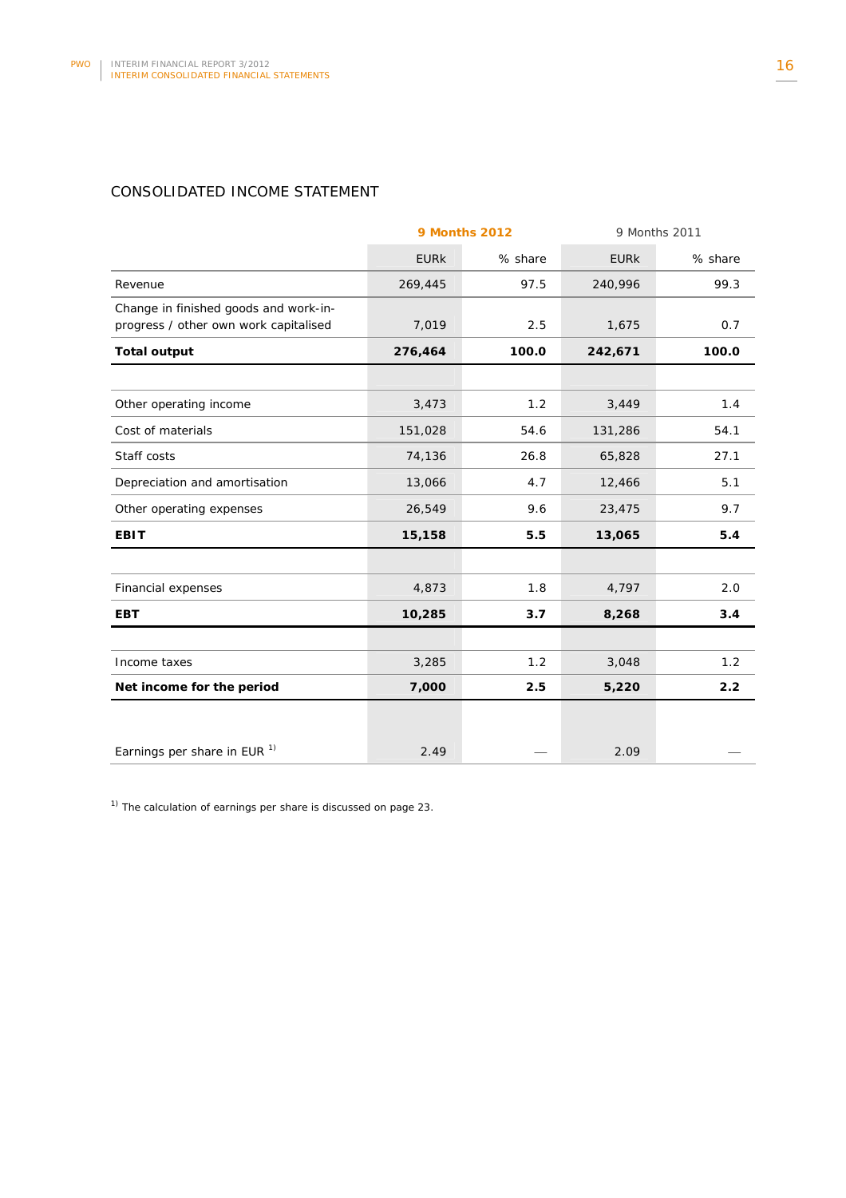## CONSOLIDATED INCOME STATEMENT

| | 9 Months 2012 | | 9 Months 2011 | |
|---|---|---|---|---|
| | EURk | % share | EURk | % share |
| Revenue | 269,445 | 97.5 | 240,996 | 99.3 |
| Change in finished goods and work-in-progress / other own work capitalised | 7,019 | 2.5 | 1,675 | 0.7 |
| **Total output** | **276,464** | **100.0** | **242,671** | **100.0** |
| | | | | |
| Other operating income | 3,473 | 1.2 | 3,449 | 1.4 |
| Cost of materials | 151,028 | 54.6 | 131,286 | 54.1 |
| Staff costs | 74,136 | 26.8 | 65,828 | 27.1 |
| Depreciation and amortisation | 13,066 | 4.7 | 12,466 | 5.1 |
| Other operating expenses | 26,549 | 9.6 | 23,475 | 9.7 |
| **EBIT** | **15,158** | **5.5** | **13,065** | **5.4** |
| | | | | |
| Financial expenses | 4,873 | 1.8 | 4,797 | 2.0 |
| **EBT** | **10,285** | **3.7** | **8,268** | **3.4** |
| | | | | |
| Income taxes | 3,285 | 1.2 | 3,048 | 1.2 |
| **Net income for the period** | **7,000** | **2.5** | **5,220** | **2.2** |
| | | | | |
| Earnings per share in EUR [1] | 2.49 | — | 2.09 | — |

[1] The calculation of earnings per share is discussed on page 23.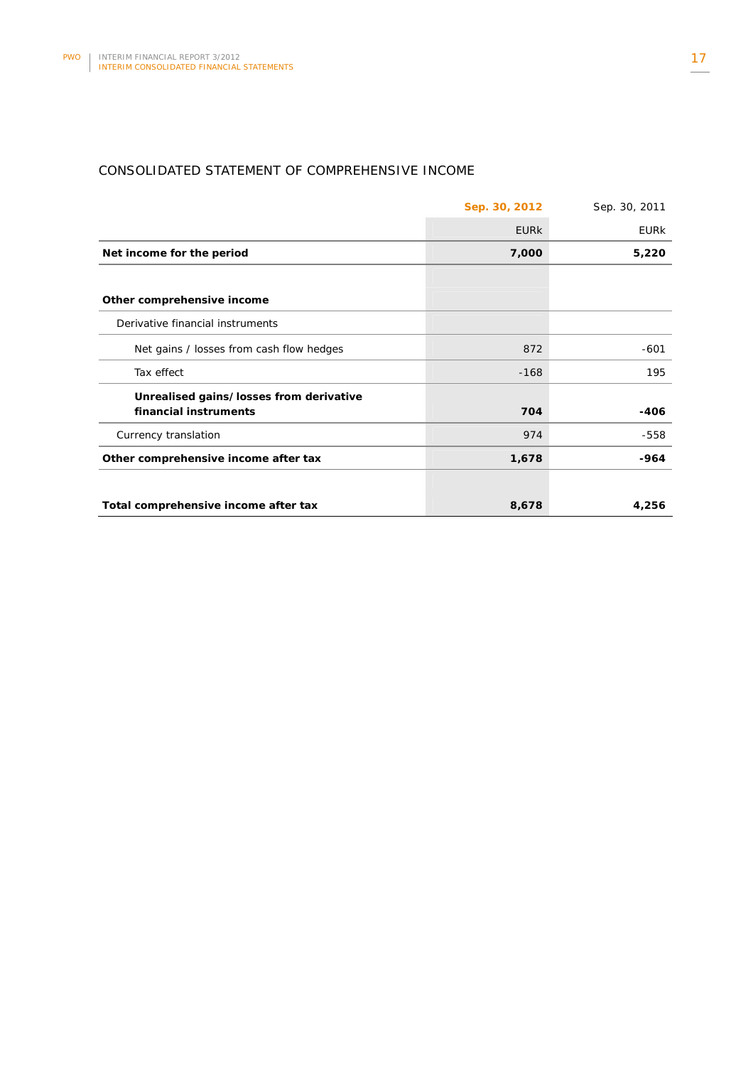## CONSOLIDATED STATEMENT OF COMPREHENSIVE INCOME

| | Sep. 30, 2012 | Sep. 30, 2011 |
|---|---|---|
| | EURk | EURk |
| **Net income for the period** | **7,000** | **5,220** |
| | | |
| **Other comprehensive income** | | |
| Derivative financial instruments | | |
| Net gains / losses from cash flow hedges | 872 | -601 |
| Tax effect | -168 | 195 |
| **Unrealised gains/ losses from derivative financial instruments** | **704** | **-406** |
| Currency translation | 974 | -558 |
| **Other comprehensive income after tax** | **1,678** | **-964** |
| | | |
| **Total comprehensive income after tax** | **8,678** | **4,256** |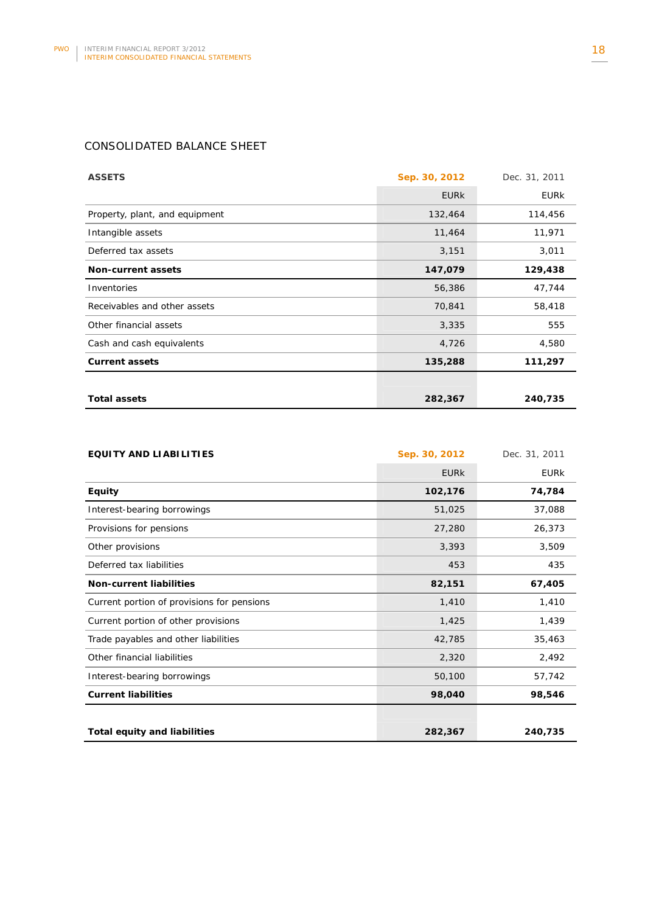## CONSOLIDATED BALANCE SHEET

| **ASSETS** | **Sep. 30, 2012** | Dec. 31, 2011 |
|---|---|---|
| | EURk | EURk |
| Property, plant, and equipment | 132,464 | 114,456 |
| Intangible assets | 11,464 | 11,971 |
| Deferred tax assets | 3,151 | 3,011 |
| **Non-current assets** | **147,079** | **129,438** |
| Inventories | 56,386 | 47,744 |
| Receivables and other assets | 70,841 | 58,418 |
| Other financial assets | 3,335 | 555 |
| Cash and cash equivalents | 4,726 | 4,580 |
| **Current assets** | **135,288** | **111,297** |
| **Total assets** | **282,367** | **240,735** |

| **EQUITY AND LIABILITIES** | **Sep. 30, 2012** | Dec. 31, 2011 |
|---|---|---|
| | EURk | EURk |
| **Equity** | **102,176** | **74,784** |
| Interest-bearing borrowings | 51,025 | 37,088 |
| Provisions for pensions | 27,280 | 26,373 |
| Other provisions | 3,393 | 3,509 |
| Deferred tax liabilities | 453 | 435 |
| **Non-current liabilities** | **82,151** | **67,405** |
| Current portion of provisions for pensions | 1,410 | 1,410 |
| Current portion of other provisions | 1,425 | 1,439 |
| Trade payables and other liabilities | 42,785 | 35,463 |
| Other financial liabilities | 2,320 | 2,492 |
| Interest-bearing borrowings | 50,100 | 57,742 |
| **Current liabilities** | **98,040** | **98,546** |
| **Total equity and liabilities** | **282,367** | **240,735** |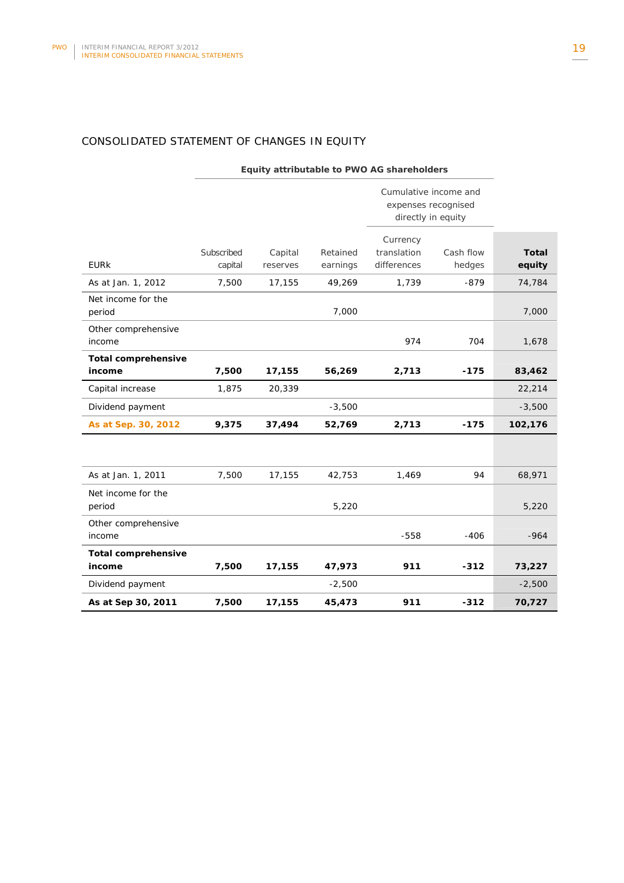## CONSOLIDATED STATEMENT OF CHANGES IN EQUITY

| | Equity attributable to PWO AG shareholders | | | | | |
|---|---|---|---|---|---|---|
| | | | | Cumulative income and expenses recognised directly in equity | | |
| EURk | Subscribed capital | Capital reserves | Retained earnings | Currency translation differences | Cash flow hedges | **Total equity** |
| As at Jan. 1, 2012 | 7,500 | 17,155 | 49,269 | 1,739 | -879 | 74,784 |
| Net income for the period | | | 7,000 | | | 7,000 |
| Other comprehensive income | | | | 974 | 704 | 1,678 |
| **Total comprehensive income** | **7,500** | **17,155** | **56,269** | **2,713** | **-175** | **83,462** |
| Capital increase | 1,875 | 20,339 | | | | 22,214 |
| Dividend payment | | | -3,500 | | | -3,500 |
| **As at Sep. 30, 2012** | **9,375** | **37,494** | **52,769** | **2,713** | **-175** | **102,176** |
| | | | | | | |
| As at Jan. 1, 2011 | 7,500 | 17,155 | 42,753 | 1,469 | 94 | 68,971 |
| Net income for the period | | | 5,220 | | | 5,220 |
| Other comprehensive income | | | | -558 | -406 | -964 |
| **Total comprehensive income** | **7,500** | **17,155** | **47,973** | **911** | **-312** | **73,227** |
| Dividend payment | | | -2,500 | | | -2,500 |
| **As at Sep 30, 2011** | **7,500** | **17,155** | **45,473** | **911** | **-312** | **70,727** |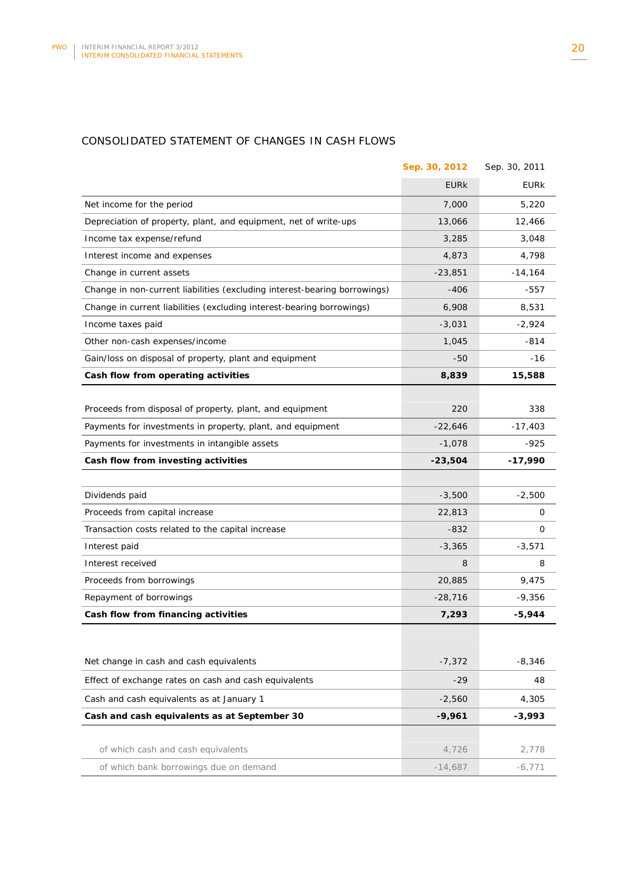## CONSOLIDATED STATEMENT OF CHANGES IN CASH FLOWS

| | Sep. 30, 2012 | Sep. 30, 2011 |
|---|---|---|
| | EURk | EURk |
| Net income for the period | 7,000 | 5,220 |
| Depreciation of property, plant, and equipment, net of write-ups | 13,066 | 12,466 |
| Income tax expense/refund | 3,285 | 3,048 |
| Interest income and expenses | 4,873 | 4,798 |
| Change in current assets | -23,851 | -14,164 |
| Change in non-current liabilities (excluding interest-bearing borrowings) | -406 | -557 |
| Change in current liabilities (excluding interest-bearing borrowings) | 6,908 | 8,531 |
| Income taxes paid | -3,031 | -2,924 |
| Other non-cash expenses/income | 1,045 | -814 |
| Gain/loss on disposal of property, plant and equipment | -50 | -16 |
| **Cash flow from operating activities** | **8,839** | **15,588** |
| | | |
| Proceeds from disposal of property, plant, and equipment | 220 | 338 |
| Payments for investments in property, plant, and equipment | -22,646 | -17,403 |
| Payments for investments in intangible assets | -1,078 | -925 |
| **Cash flow from investing activities** | **-23,504** | **-17,990** |
| | | |
| Dividends paid | -3,500 | -2,500 |
| Proceeds from capital increase | 22,813 | 0 |
| Transaction costs related to the capital increase | -832 | 0 |
| Interest paid | -3,365 | -3,571 |
| Interest received | 8 | 8 |
| Proceeds from borrowings | 20,885 | 9,475 |
| Repayment of borrowings | -28,716 | -9,356 |
| **Cash flow from financing activities** | **7,293** | **-5,944** |
| | | |
| Net change in cash and cash equivalents | -7,372 | -8,346 |
| Effect of exchange rates on cash and cash equivalents | -29 | 48 |
| Cash and cash equivalents as at January 1 | -2,560 | 4,305 |
| **Cash and cash equivalents as at September 30** | **-9,961** | **-3,993** |
| | | |
| of which cash and cash equivalents | 4,726 | 2,778 |
| of which bank borrowings due on demand | -14,687 | -6,771 |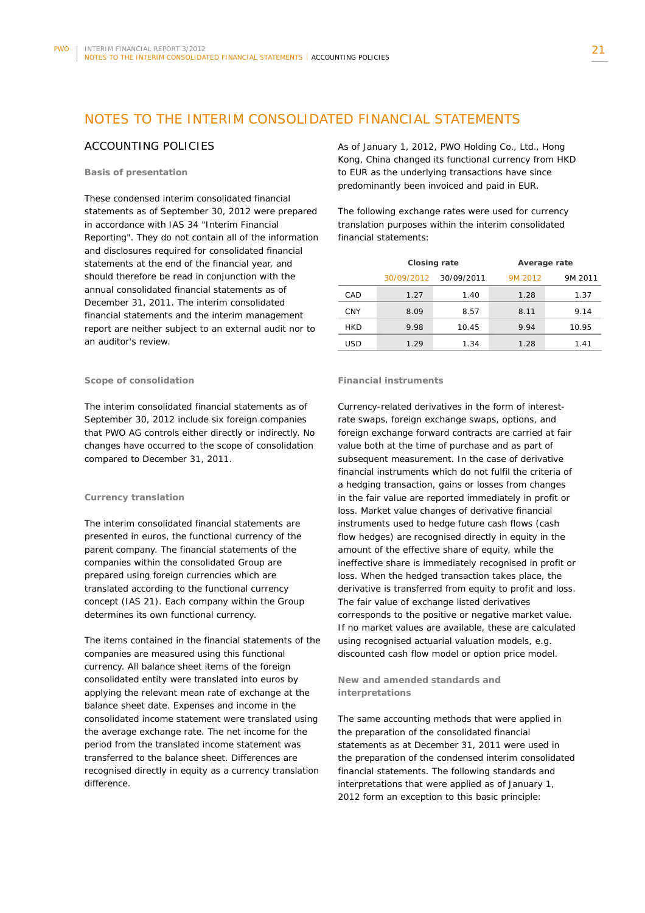# NOTES TO THE INTERIM CONSOLIDATED FINANCIAL STATEMENTS

## ACCOUNTING POLICIES

### Basis of presentation

These condensed interim consolidated financial statements as of September 30, 2012 were prepared in accordance with IAS 34 "Interim Financial Reporting". They do not contain all of the information and disclosures required for consolidated financial statements at the end of the financial year, and should therefore be read in conjunction with the annual consolidated financial statements as of December 31, 2011. The interim consolidated financial statements and the interim management report are neither subject to an external audit nor to an auditor's review.

### Scope of consolidation

The interim consolidated financial statements as of September 30, 2012 include six foreign companies that PWO AG controls either directly or indirectly. No changes have occurred to the scope of consolidation compared to December 31, 2011.

### Currency translation

The interim consolidated financial statements are presented in euros, the functional currency of the parent company. The financial statements of the companies within the consolidated Group are prepared using foreign currencies which are translated according to the functional currency concept (IAS 21). Each company within the Group determines its own functional currency.

The items contained in the financial statements of the companies are measured using this functional currency. All balance sheet items of the foreign consolidated entity were translated into euros by applying the relevant mean rate of exchange at the balance sheet date. Expenses and income in the consolidated income statement were translated using the average exchange rate. The net income for the period from the translated income statement was transferred to the balance sheet. Differences are recognised directly in equity as a currency translation difference.

As of January 1, 2012, PWO Holding Co., Ltd., Hong Kong, China changed its functional currency from HKD to EUR as the underlying transactions have since predominantly been invoiced and paid in EUR.

The following exchange rates were used for currency translation purposes within the interim consolidated financial statements:

| | Closing rate | | Average rate | |
|---|---|---|---|---|
| | 30/09/2012 | 30/09/2011 | 9M 2012 | 9M 2011 |
| CAD | 1.27 | 1.40 | 1.28 | 1.37 |
| CNY | 8.09 | 8.57 | 8.11 | 9.14 |
| HKD | 9.98 | 10.45 | 9.94 | 10.95 |
| USD | 1.29 | 1.34 | 1.28 | 1.41 |

### Financial instruments

Currency-related derivatives in the form of interest-rate swaps, foreign exchange swaps, options, and foreign exchange forward contracts are carried at fair value both at the time of purchase and as part of subsequent measurement. In the case of derivative financial instruments which do not fulfil the criteria of a hedging transaction, gains or losses from changes in the fair value are reported immediately in profit or loss. Market value changes of derivative financial instruments used to hedge future cash flows (cash flow hedges) are recognised directly in equity in the amount of the effective share of equity, while the ineffective share is immediately recognised in profit or loss. When the hedged transaction takes place, the derivative is transferred from equity to profit and loss. The fair value of exchange listed derivatives corresponds to the positive or negative market value. If no market values are available, these are calculated using recognised actuarial valuation models, e.g. discounted cash flow model or option price model.

### New and amended standards and interpretations

The same accounting methods that were applied in the preparation of the consolidated financial statements as at December 31, 2011 were used in the preparation of the condensed interim consolidated financial statements. The following standards and interpretations that were applied as of January 1, 2012 form an exception to this basic principle: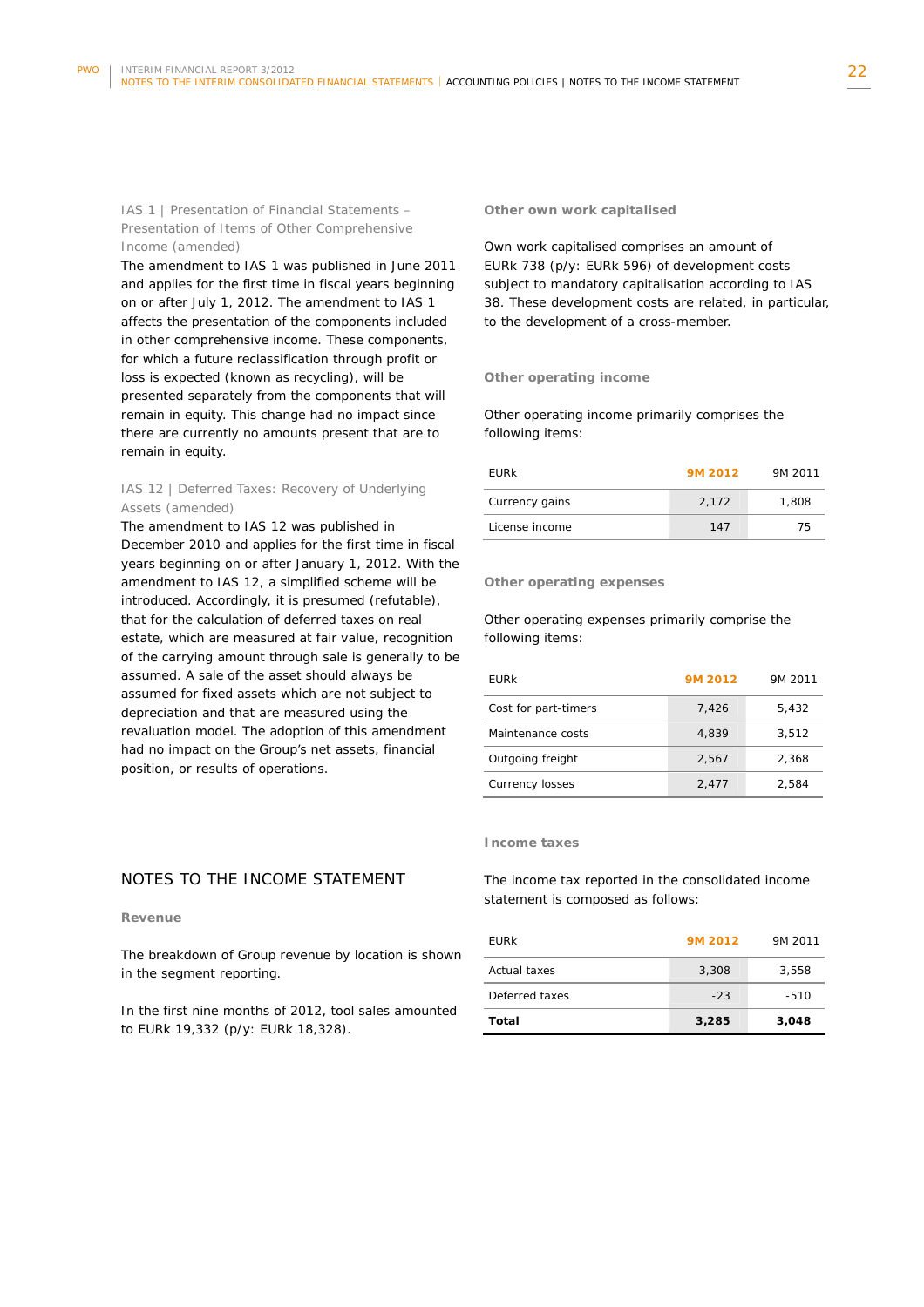IAS 1 | Presentation of Financial Statements – Presentation of Items of Other Comprehensive Income (amended)

The amendment to IAS 1 was published in June 2011 and applies for the first time in fiscal years beginning on or after July 1, 2012. The amendment to IAS 1 affects the presentation of the components included in other comprehensive income. These components, for which a future reclassification through profit or loss is expected (known as recycling), will be presented separately from the components that will remain in equity. This change had no impact since there are currently no amounts present that are to remain in equity.

IAS 12 | Deferred Taxes: Recovery of Underlying Assets (amended)

The amendment to IAS 12 was published in December 2010 and applies for the first time in fiscal years beginning on or after January 1, 2012. With the amendment to IAS 12, a simplified scheme will be introduced. Accordingly, it is presumed (refutable), that for the calculation of deferred taxes on real estate, which are measured at fair value, recognition of the carrying amount through sale is generally to be assumed. A sale of the asset should always be assumed for fixed assets which are not subject to depreciation and that are measured using the revaluation model. The adoption of this amendment had no impact on the Group's net assets, financial position, or results of operations.

## NOTES TO THE INCOME STATEMENT

### Revenue

The breakdown of Group revenue by location is shown in the segment reporting.

In the first nine months of 2012, tool sales amounted to EURk 19,332 (p/y: EURk 18,328).

### Other own work capitalised

Own work capitalised comprises an amount of EURk 738 (p/y: EURk 596) of development costs subject to mandatory capitalisation according to IAS 38. These development costs are related, in particular, to the development of a cross-member.

### Other operating income

Other operating income primarily comprises the following items:

| EURk | 9M 2012 | 9M 2011 |
|---|---|---|
| Currency gains | 2,172 | 1,808 |
| License income | 147 | 75 |

### Other operating expenses

Other operating expenses primarily comprise the following items:

| EURk | 9M 2012 | 9M 2011 |
|---|---|---|
| Cost for part-timers | 7,426 | 5,432 |
| Maintenance costs | 4,839 | 3,512 |
| Outgoing freight | 2,567 | 2,368 |
| Currency losses | 2,477 | 2,584 |

### Income taxes

The income tax reported in the consolidated income statement is composed as follows:

| EURk | 9M 2012 | 9M 2011 |
|---|---|---|
| Actual taxes | 3,308 | 3,558 |
| Deferred taxes | -23 | -510 |
| **Total** | **3,285** | **3,048** |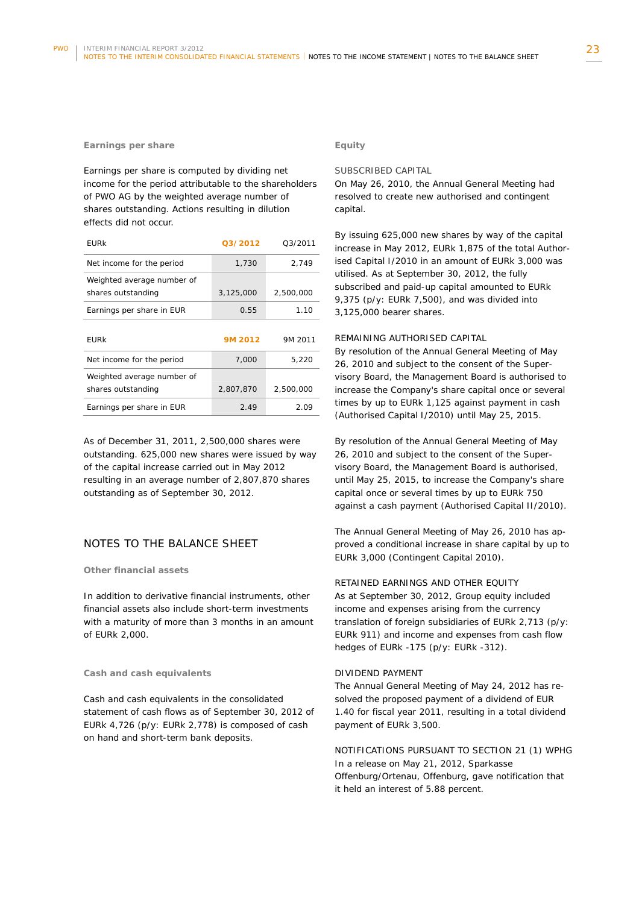### Earnings per share

Earnings per share is computed by dividing net income for the period attributable to the shareholders of PWO AG by the weighted average number of shares outstanding. Actions resulting in dilution effects did not occur.

| EURk | Q3/2012 | Q3/2011 |
|---|---|---|
| Net income for the period | 1,730 | 2,749 |
| Weighted average number of shares outstanding | 3,125,000 | 2,500,000 |
| Earnings per share in EUR | 0.55 | 1.10 |

| EURk | 9M 2012 | 9M 2011 |
|---|---|---|
| Net income for the period | 7,000 | 5,220 |
| Weighted average number of shares outstanding | 2,807,870 | 2,500,000 |
| Earnings per share in EUR | 2.49 | 2.09 |

As of December 31, 2011, 2,500,000 shares were outstanding. 625,000 new shares were issued by way of the capital increase carried out in May 2012 resulting in an average number of 2,807,870 shares outstanding as of September 30, 2012.

## NOTES TO THE BALANCE SHEET

### Other financial assets

In addition to derivative financial instruments, other financial assets also include short-term investments with a maturity of more than 3 months in an amount of EURk 2,000.

### Cash and cash equivalents

Cash and cash equivalents in the consolidated statement of cash flows as of September 30, 2012 of EURk 4,726 (p/y: EURk 2,778) is composed of cash on hand and short-term bank deposits.

### Equity

SUBSCRIBED CAPITAL

On May 26, 2010, the Annual General Meeting had resolved to create new authorised and contingent capital.

By issuing 625,000 new shares by way of the capital increase in May 2012, EURk 1,875 of the total Authorised Capital I/2010 in an amount of EURk 3,000 was utilised. As at September 30, 2012, the fully subscribed and paid-up capital amounted to EURk 9,375 (p/y: EURk 7,500), and was divided into 3,125,000 bearer shares.

REMAINING AUTHORISED CAPITAL

By resolution of the Annual General Meeting of May 26, 2010 and subject to the consent of the Supervisory Board, the Management Board is authorised to increase the Company's share capital once or several times by up to EURk 1,125 against payment in cash (Authorised Capital I/2010) until May 25, 2015.

By resolution of the Annual General Meeting of May 26, 2010 and subject to the consent of the Supervisory Board, the Management Board is authorised, until May 25, 2015, to increase the Company's share capital once or several times by up to EURk 750 against a cash payment (Authorised Capital II/2010).

The Annual General Meeting of May 26, 2010 has approved a conditional increase in share capital by up to EURk 3,000 (Contingent Capital 2010).

RETAINED EARNINGS AND OTHER EQUITY

As at September 30, 2012, Group equity included income and expenses arising from the currency translation of foreign subsidiaries of EURk 2,713 (p/y: EURk 911) and income and expenses from cash flow hedges of EURk -175 (p/y: EURk -312).

DIVIDEND PAYMENT

The Annual General Meeting of May 24, 2012 has resolved the proposed payment of a dividend of EUR 1.40 for fiscal year 2011, resulting in a total dividend payment of EURk 3,500.

NOTIFICATIONS PURSUANT TO SECTION 21 (1) WPHG

In a release on May 21, 2012, Sparkasse Offenburg/Ortenau, Offenburg, gave notification that it held an interest of 5.88 percent.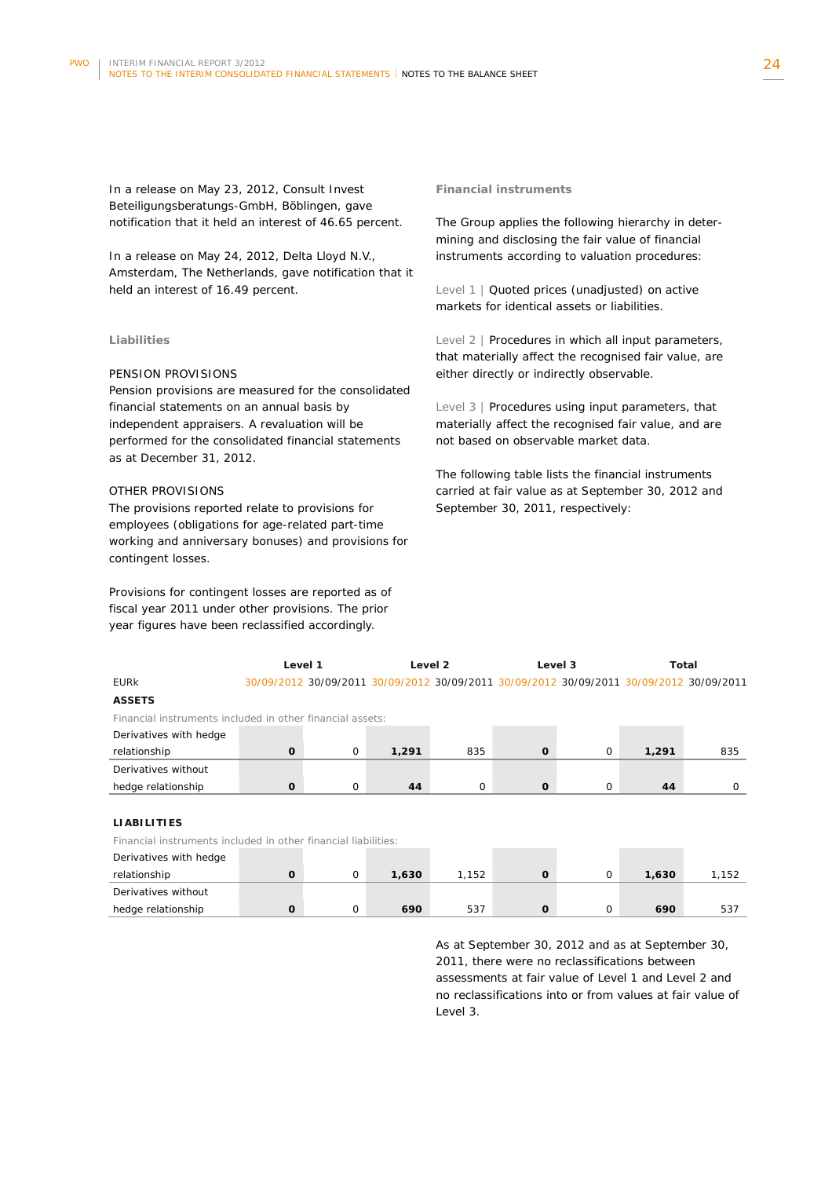In a release on May 23, 2012, Consult Invest Beteiligungsberatungs-GmbH, Böblingen, gave notification that it held an interest of 46.65 percent.

In a release on May 24, 2012, Delta Lloyd N.V., Amsterdam, The Netherlands, gave notification that it held an interest of 16.49 percent.

## Liabilities

### PENSION PROVISIONS

Pension provisions are measured for the consolidated financial statements on an annual basis by independent appraisers. A revaluation will be performed for the consolidated financial statements as at December 31, 2012.

### OTHER PROVISIONS

The provisions reported relate to provisions for employees (obligations for age-related part-time working and anniversary bonuses) and provisions for contingent losses.

Provisions for contingent losses are reported as of fiscal year 2011 under other provisions. The prior year figures have been reclassified accordingly.

## Financial instruments

The Group applies the following hierarchy in determining and disclosing the fair value of financial instruments according to valuation procedures:

Level 1 | Quoted prices (unadjusted) on active markets for identical assets or liabilities.

Level 2 | Procedures in which all input parameters, that materially affect the recognised fair value, are either directly or indirectly observable.

Level 3 | Procedures using input parameters, that materially affect the recognised fair value, and are not based on observable market data.

The following table lists the financial instruments carried at fair value as at September 30, 2012 and September 30, 2011, respectively:

| | Level 1 | | Level 2 | | Level 3 | | Total | |
|---|---|---|---|---|---|---|---|---|
| EURk | 30/09/2012 | 30/09/2011 | 30/09/2012 | 30/09/2011 | 30/09/2012 | 30/09/2011 | 30/09/2012 | 30/09/2011 |
| **ASSETS** | | | | | | | | |
| Financial instruments included in other financial assets: | | | | | | | | |
| Derivatives with hedge relationship | **0** | 0 | **1,291** | 835 | **0** | 0 | **1,291** | 835 |
| Derivatives without hedge relationship | **0** | 0 | **44** | 0 | **0** | 0 | **44** | 0 |
| **LIABILITIES** | | | | | | | | |
| Financial instruments included in other financial liabilities: | | | | | | | | |
| Derivatives with hedge relationship | **0** | 0 | **1,630** | 1,152 | **0** | 0 | **1,630** | 1,152 |
| Derivatives without hedge relationship | **0** | 0 | **690** | 537 | **0** | 0 | **690** | 537 |

As at September 30, 2012 and as at September 30, 2011, there were no reclassifications between assessments at fair value of Level 1 and Level 2 and no reclassifications into or from values at fair value of Level 3.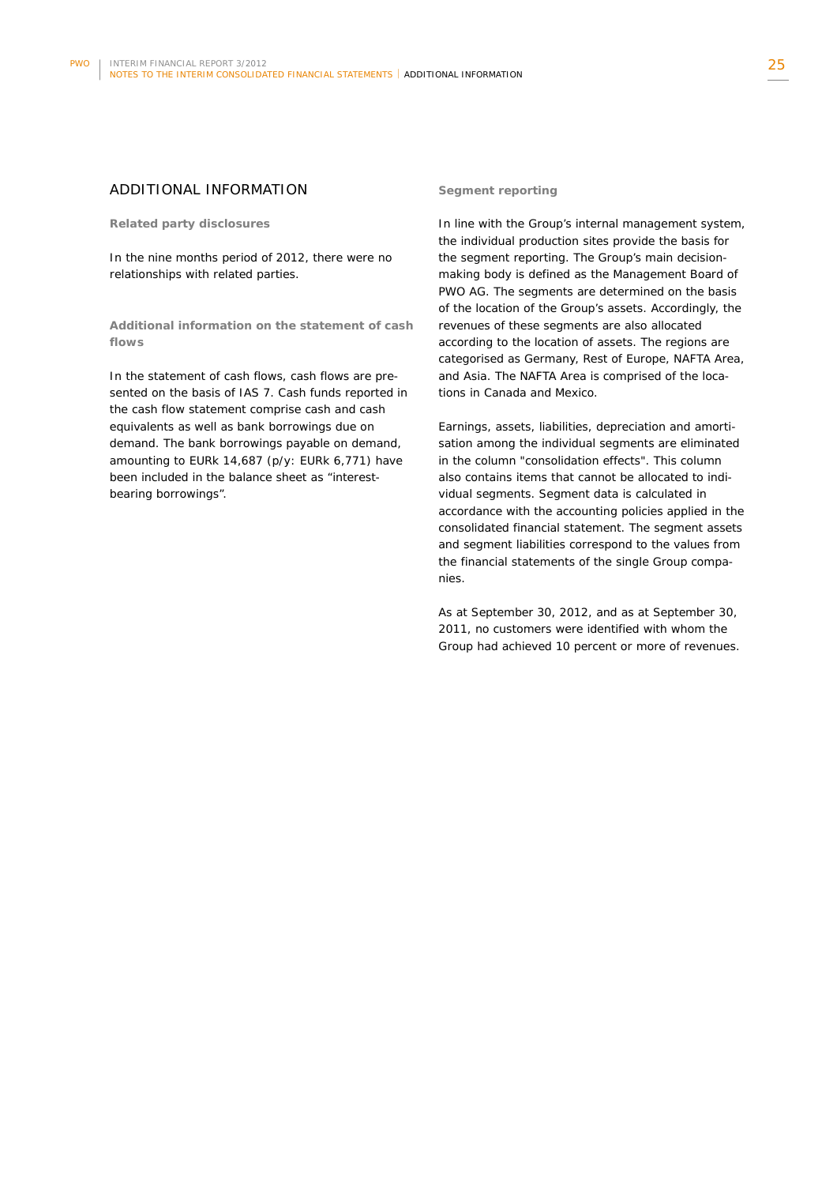# ADDITIONAL INFORMATION

### Related party disclosures

In the nine months period of 2012, there were no relationships with related parties.

### Additional information on the statement of cash flows

In the statement of cash flows, cash flows are presented on the basis of IAS 7. Cash funds reported in the cash flow statement comprise cash and cash equivalents as well as bank borrowings due on demand. The bank borrowings payable on demand, amounting to EURk 14,687 (p/y: EURk 6,771) have been included in the balance sheet as "interest-bearing borrowings".

### Segment reporting

In line with the Group's internal management system, the individual production sites provide the basis for the segment reporting. The Group's main decision-making body is defined as the Management Board of PWO AG. The segments are determined on the basis of the location of the Group's assets. Accordingly, the revenues of these segments are also allocated according to the location of assets. The regions are categorised as Germany, Rest of Europe, NAFTA Area, and Asia. The NAFTA Area is comprised of the locations in Canada and Mexico.

Earnings, assets, liabilities, depreciation and amortisation among the individual segments are eliminated in the column "consolidation effects". This column also contains items that cannot be allocated to individual segments. Segment data is calculated in accordance with the accounting policies applied in the consolidated financial statement. The segment assets and segment liabilities correspond to the values from the financial statements of the single Group companies.

As at September 30, 2012, and as at September 30, 2011, no customers were identified with whom the Group had achieved 10 percent or more of revenues.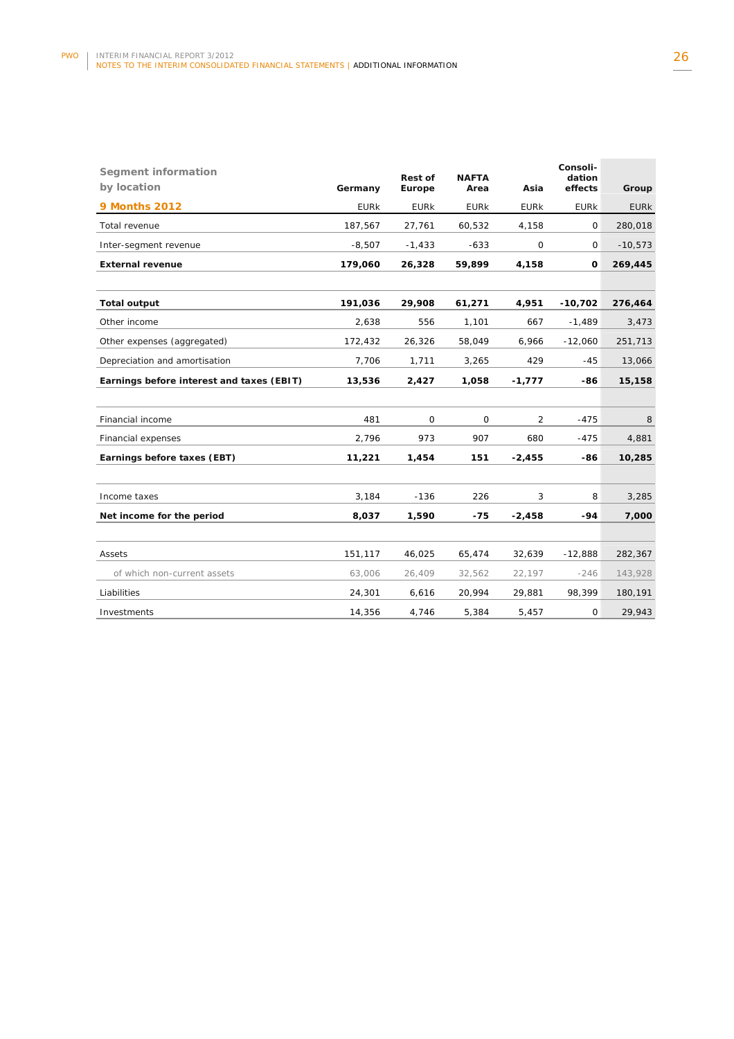| Segment information by location | Germany | Rest of Europe | NAFTA Area | Asia | Consoli-dation effects | Group |
|---|---|---|---|---|---|---|
| **9 Months 2012** | EURk | EURk | EURk | EURk | EURk | EURk |
| Total revenue | 187,567 | 27,761 | 60,532 | 4,158 | 0 | 280,018 |
| Inter-segment revenue | -8,507 | -1,433 | -633 | 0 | 0 | -10,573 |
| **External revenue** | **179,060** | **26,328** | **59,899** | **4,158** | **0** | **269,445** |
| | | | | | | |
| **Total output** | **191,036** | **29,908** | **61,271** | **4,951** | **-10,702** | **276,464** |
| Other income | 2,638 | 556 | 1,101 | 667 | -1,489 | 3,473 |
| Other expenses (aggregated) | 172,432 | 26,326 | 58,049 | 6,966 | -12,060 | 251,713 |
| Depreciation and amortisation | 7,706 | 1,711 | 3,265 | 429 | -45 | 13,066 |
| **Earnings before interest and taxes (EBIT)** | **13,536** | **2,427** | **1,058** | **-1,777** | **-86** | **15,158** |
| | | | | | | |
| Financial income | 481 | 0 | 0 | 2 | -475 | 8 |
| Financial expenses | 2,796 | 973 | 907 | 680 | -475 | 4,881 |
| **Earnings before taxes (EBT)** | **11,221** | **1,454** | **151** | **-2,455** | **-86** | **10,285** |
| | | | | | | |
| Income taxes | 3,184 | -136 | 226 | 3 | 8 | 3,285 |
| **Net income for the period** | **8,037** | **1,590** | **-75** | **-2,458** | **-94** | **7,000** |
| | | | | | | |
| Assets | 151,117 | 46,025 | 65,474 | 32,639 | -12,888 | 282,367 |
| of which non-current assets | 63,006 | 26,409 | 32,562 | 22,197 | -246 | 143,928 |
| Liabilities | 24,301 | 6,616 | 20,994 | 29,881 | 98,399 | 180,191 |
| Investments | 14,356 | 4,746 | 5,384 | 5,457 | 0 | 29,943 |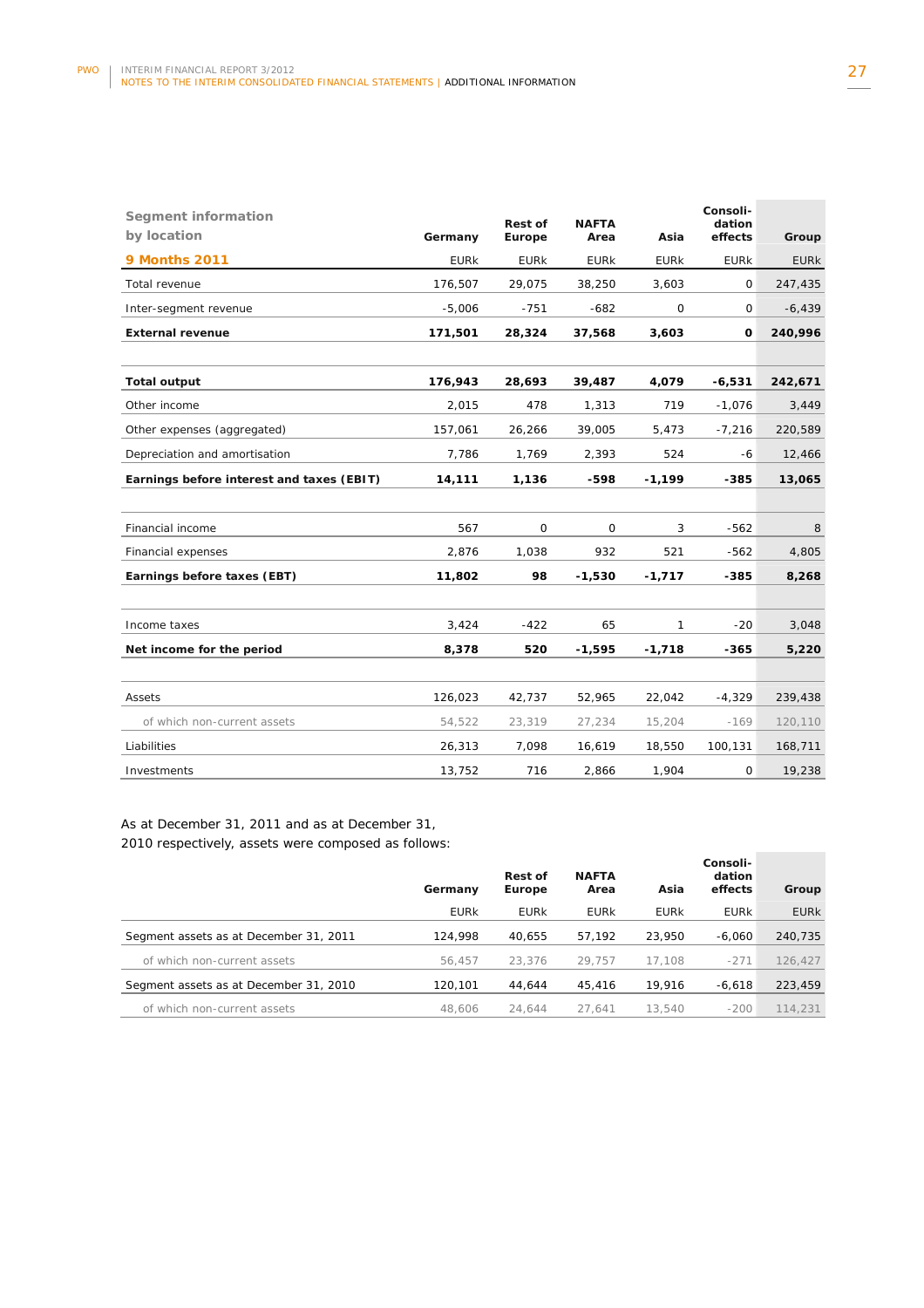| Segment information by location | Germany | Rest of Europe | NAFTA Area | Asia | Consolidation effects | Group |
|---|---|---|---|---|---|---|
| **9 Months 2011** | EURk | EURk | EURk | EURk | EURk | EURk |
| Total revenue | 176,507 | 29,075 | 38,250 | 3,603 | 0 | 247,435 |
| Inter-segment revenue | -5,006 | -751 | -682 | 0 | 0 | -6,439 |
| **External revenue** | **171,501** | **28,324** | **37,568** | **3,603** | **0** | **240,996** |
| | | | | | | |
| **Total output** | **176,943** | **28,693** | **39,487** | **4,079** | **-6,531** | **242,671** |
| Other income | 2,015 | 478 | 1,313 | 719 | -1,076 | 3,449 |
| Other expenses (aggregated) | 157,061 | 26,266 | 39,005 | 5,473 | -7,216 | 220,589 |
| Depreciation and amortisation | 7,786 | 1,769 | 2,393 | 524 | -6 | 12,466 |
| **Earnings before interest and taxes (EBIT)** | **14,111** | **1,136** | **-598** | **-1,199** | **-385** | **13,065** |
| | | | | | | |
| Financial income | 567 | 0 | 0 | 3 | -562 | 8 |
| Financial expenses | 2,876 | 1,038 | 932 | 521 | -562 | 4,805 |
| **Earnings before taxes (EBT)** | **11,802** | **98** | **-1,530** | **-1,717** | **-385** | **8,268** |
| | | | | | | |
| Income taxes | 3,424 | -422 | 65 | 1 | -20 | 3,048 |
| **Net income for the period** | **8,378** | **520** | **-1,595** | **-1,718** | **-365** | **5,220** |
| | | | | | | |
| Assets | 126,023 | 42,737 | 52,965 | 22,042 | -4,329 | 239,438 |
| of which non-current assets | 54,522 | 23,319 | 27,234 | 15,204 | -169 | 120,110 |
| Liabilities | 26,313 | 7,098 | 16,619 | 18,550 | 100,131 | 168,711 |
| Investments | 13,752 | 716 | 2,866 | 1,904 | 0 | 19,238 |

As at December 31, 2011 and as at December 31, 2010 respectively, assets were composed as follows:

| | Germany | Rest of Europe | NAFTA Area | Asia | Consolidation effects | Group |
|---|---|---|---|---|---|---|
| | EURk | EURk | EURk | EURk | EURk | EURk |
| Segment assets as at December 31, 2011 | 124,998 | 40,655 | 57,192 | 23,950 | -6,060 | 240,735 |
| of which non-current assets | 56,457 | 23,376 | 29,757 | 17,108 | -271 | 126,427 |
| Segment assets as at December 31, 2010 | 120,101 | 44,644 | 45,416 | 19,916 | -6,618 | 223,459 |
| of which non-current assets | 48,606 | 24,644 | 27,641 | 13,540 | -200 | 114,231 |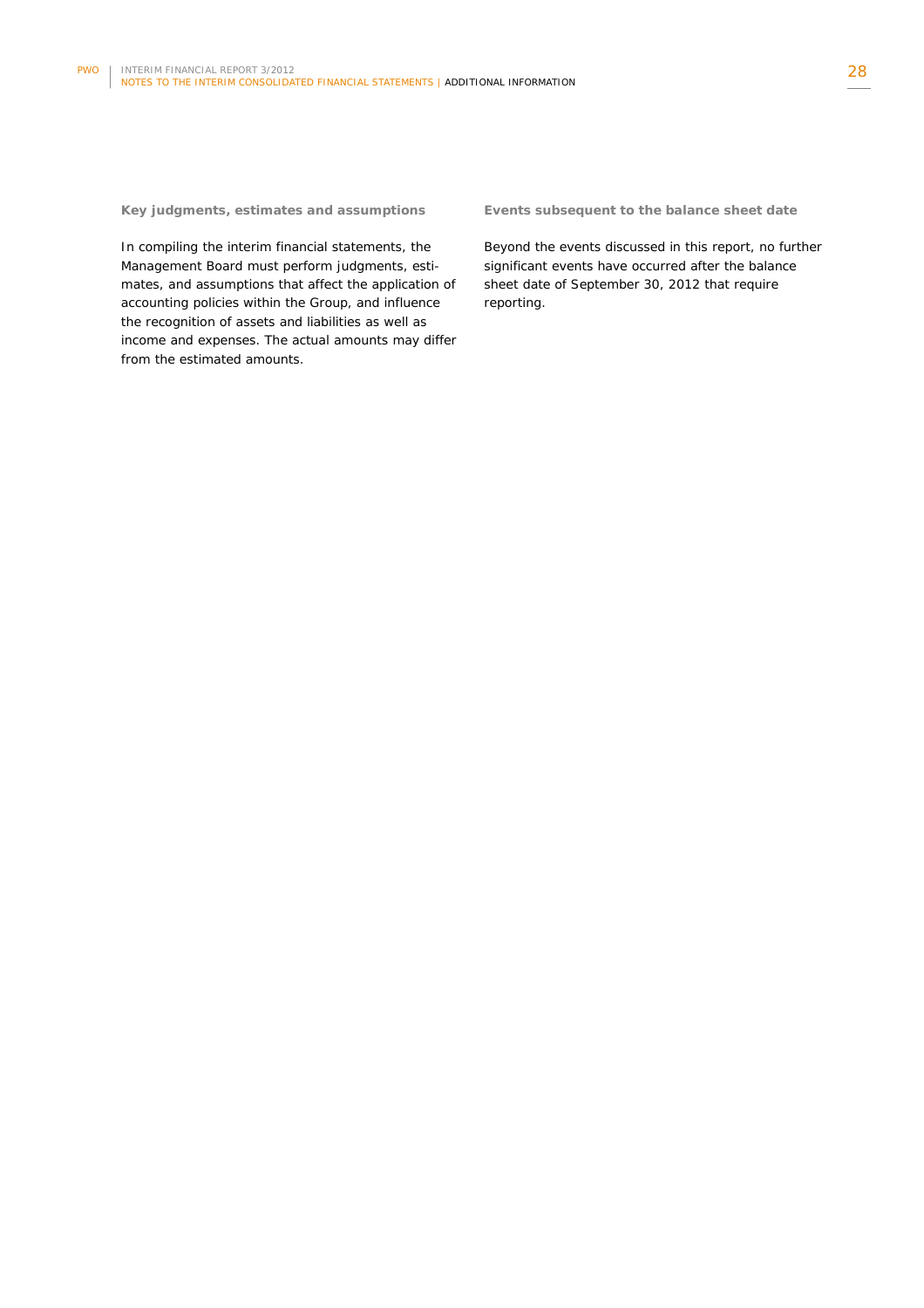### Key judgments, estimates and assumptions

In compiling the interim financial statements, the Management Board must perform judgments, estimates, and assumptions that affect the application of accounting policies within the Group, and influence the recognition of assets and liabilities as well as income and expenses. The actual amounts may differ from the estimated amounts.

### Events subsequent to the balance sheet date

Beyond the events discussed in this report, no further significant events have occurred after the balance sheet date of September 30, 2012 that require reporting.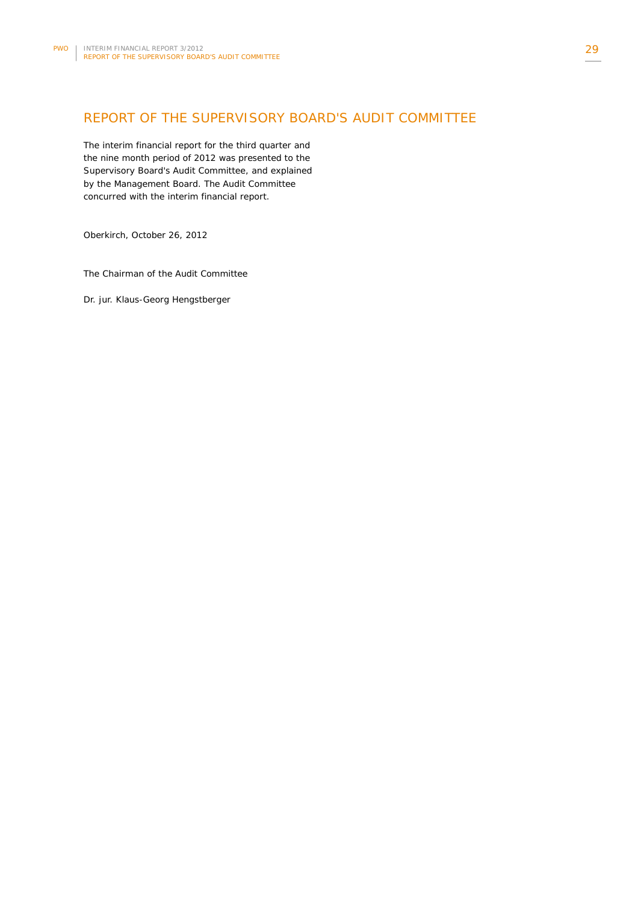# REPORT OF THE SUPERVISORY BOARD'S AUDIT COMMITTEE

The interim financial report for the third quarter and the nine month period of 2012 was presented to the Supervisory Board's Audit Committee, and explained by the Management Board. The Audit Committee concurred with the interim financial report.

Oberkirch, October 26, 2012

The Chairman of the Audit Committee

Dr. jur. Klaus-Georg Hengstberger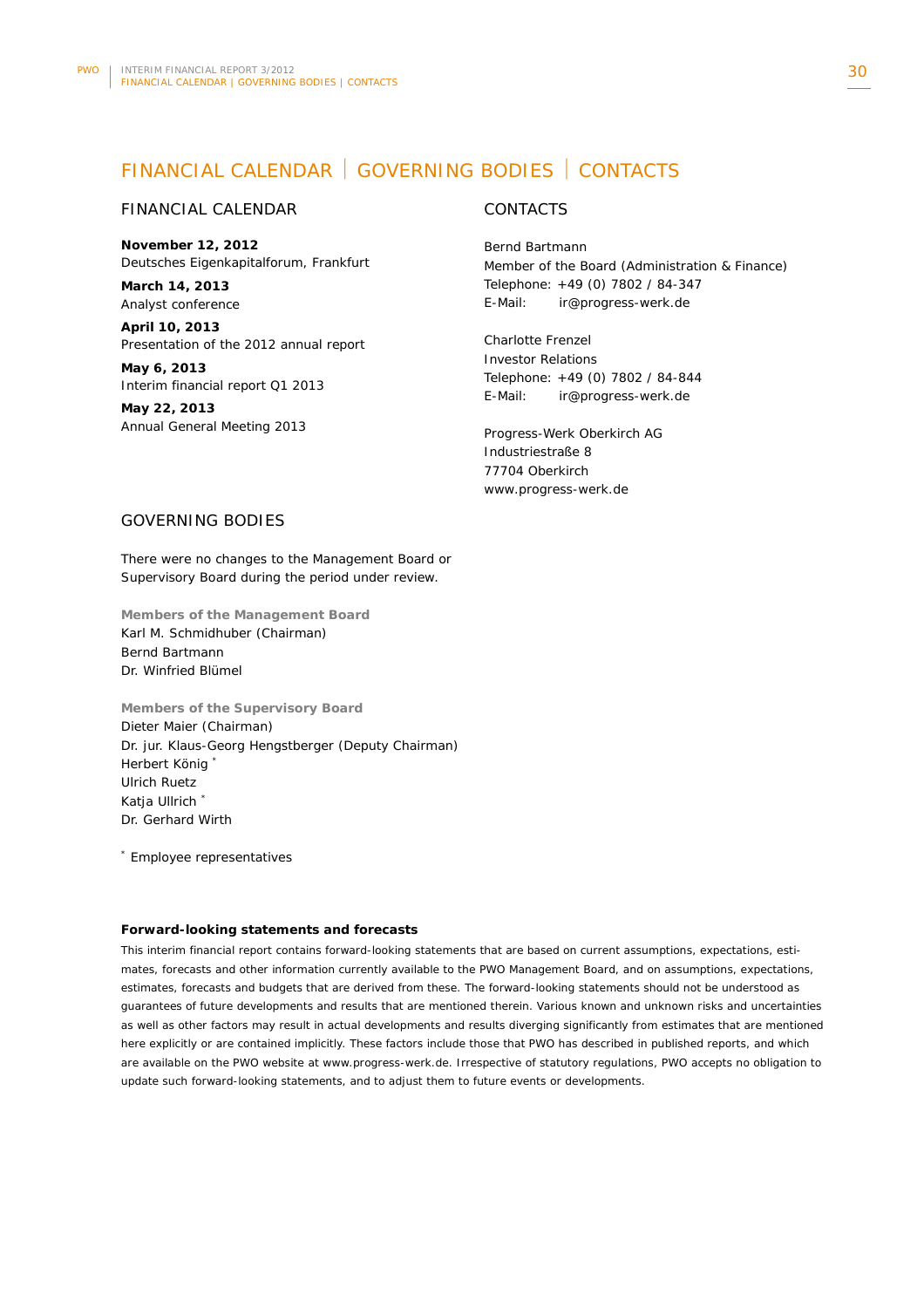# FINANCIAL CALENDAR | GOVERNING BODIES | CONTACTS

## FINANCIAL CALENDAR

**November 12, 2012**
Deutsches Eigenkapitalforum, Frankfurt

**March 14, 2013**
Analyst conference

**April 10, 2013**
Presentation of the 2012 annual report

**May 6, 2013**
Interim financial report Q1 2013

**May 22, 2013**
Annual General Meeting 2013

## CONTACTS

Bernd Bartmann
Member of the Board (Administration & Finance)
Telephone: +49 (0) 7802 / 84-347
E-Mail: ir@progress-werk.de

Charlotte Frenzel
Investor Relations
Telephone: +49 (0) 7802 / 84-844
E-Mail: ir@progress-werk.de

Progress-Werk Oberkirch AG
Industriestraße 8
77704 Oberkirch
www.progress-werk.de

## GOVERNING BODIES

There were no changes to the Management Board or Supervisory Board during the period under review.

**Members of the Management Board**
Karl M. Schmidhuber (Chairman)
Bernd Bartmann
Dr. Winfried Blümel

**Members of the Supervisory Board**
Dieter Maier (Chairman)
Dr. jur. Klaus-Georg Hengstberger (Deputy Chairman)
Herbert König *
Ulrich Ruetz
Katja Ullrich *
Dr. Gerhard Wirth

* Employee representatives

**Forward-looking statements and forecasts**

This interim financial report contains forward-looking statements that are based on current assumptions, expectations, estimates, forecasts and other information currently available to the PWO Management Board, and on assumptions, expectations, estimates, forecasts and budgets that are derived from these. The forward-looking statements should not be understood as guarantees of future developments and results that are mentioned therein. Various known and unknown risks and uncertainties as well as other factors may result in actual developments and results diverging significantly from estimates that are mentioned here explicitly or are contained implicitly. These factors include those that PWO has described in published reports, and which are available on the PWO website at www.progress-werk.de. Irrespective of statutory regulations, PWO accepts no obligation to update such forward-looking statements, and to adjust them to future events or developments.